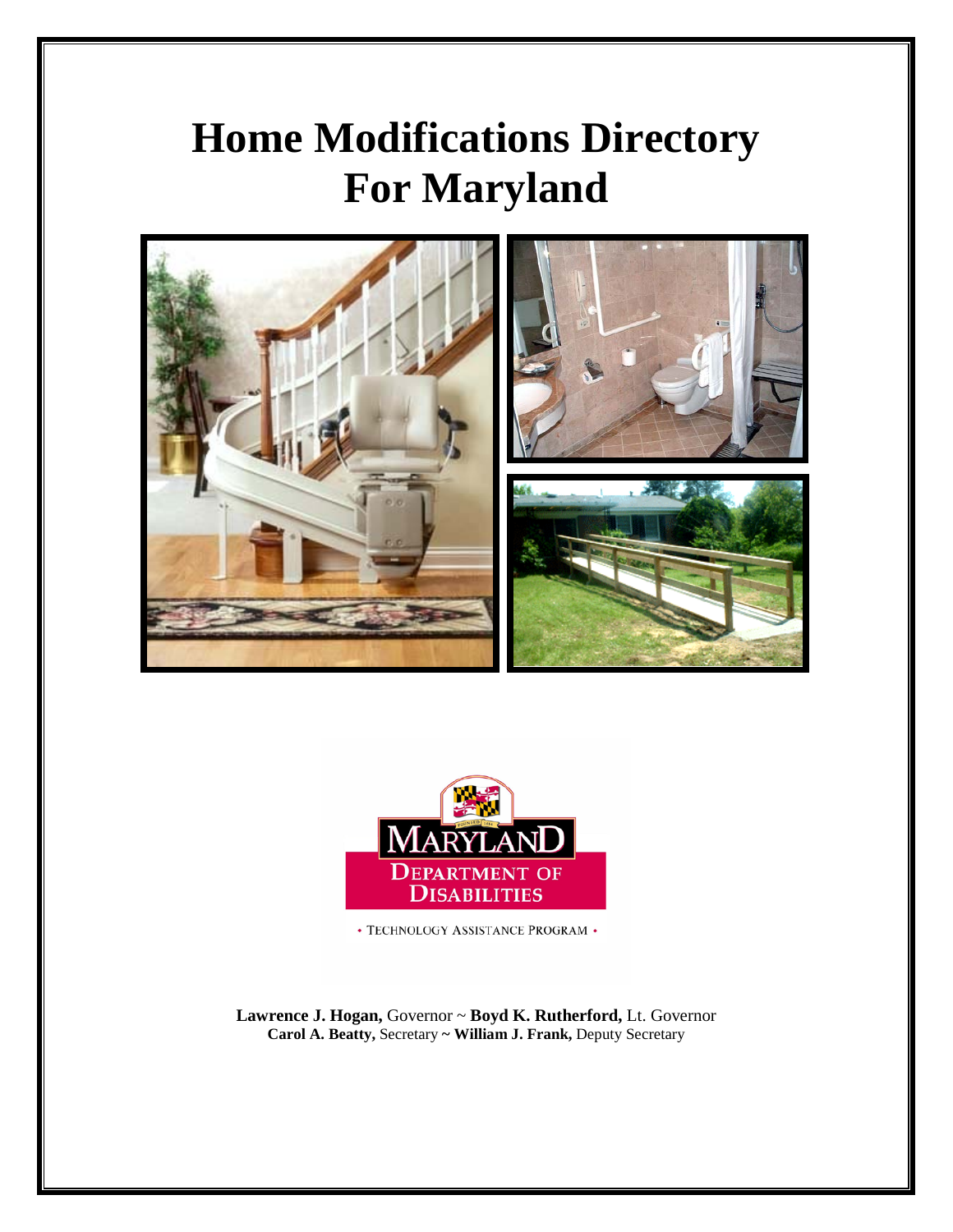# Home Modifications Directory For Maryland

MARYLAND DEPARTMENT OF DISABILITIES

• TECHNOLOGY ASSISTANCE PROGRAM •

**Lawrence J. Hogan,** Governor ~ **Boyd K. Rutherford,** Lt. Governor
**Carol A. Beatty,** Secretary **~ William J. Frank,** Deputy Secretary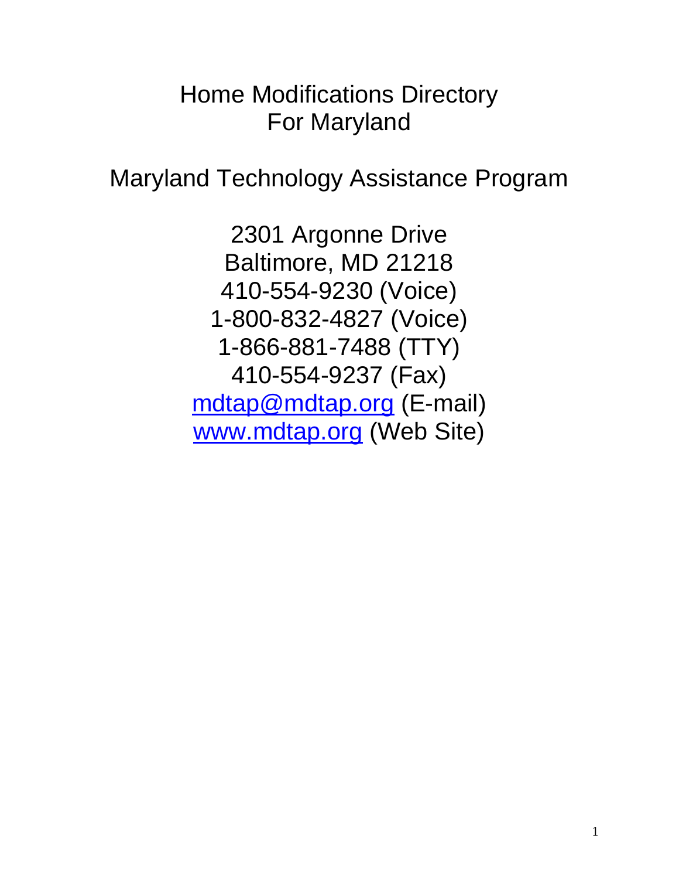# Home Modifications Directory For Maryland

## Maryland Technology Assistance Program

2301 Argonne Drive
Baltimore, MD 21218
410-554-9230 (Voice)
1-800-832-4827 (Voice)
1-866-881-7488 (TTY)
410-554-9237 (Fax)
mdtap@mdtap.org (E-mail)
www.mdtap.org (Web Site)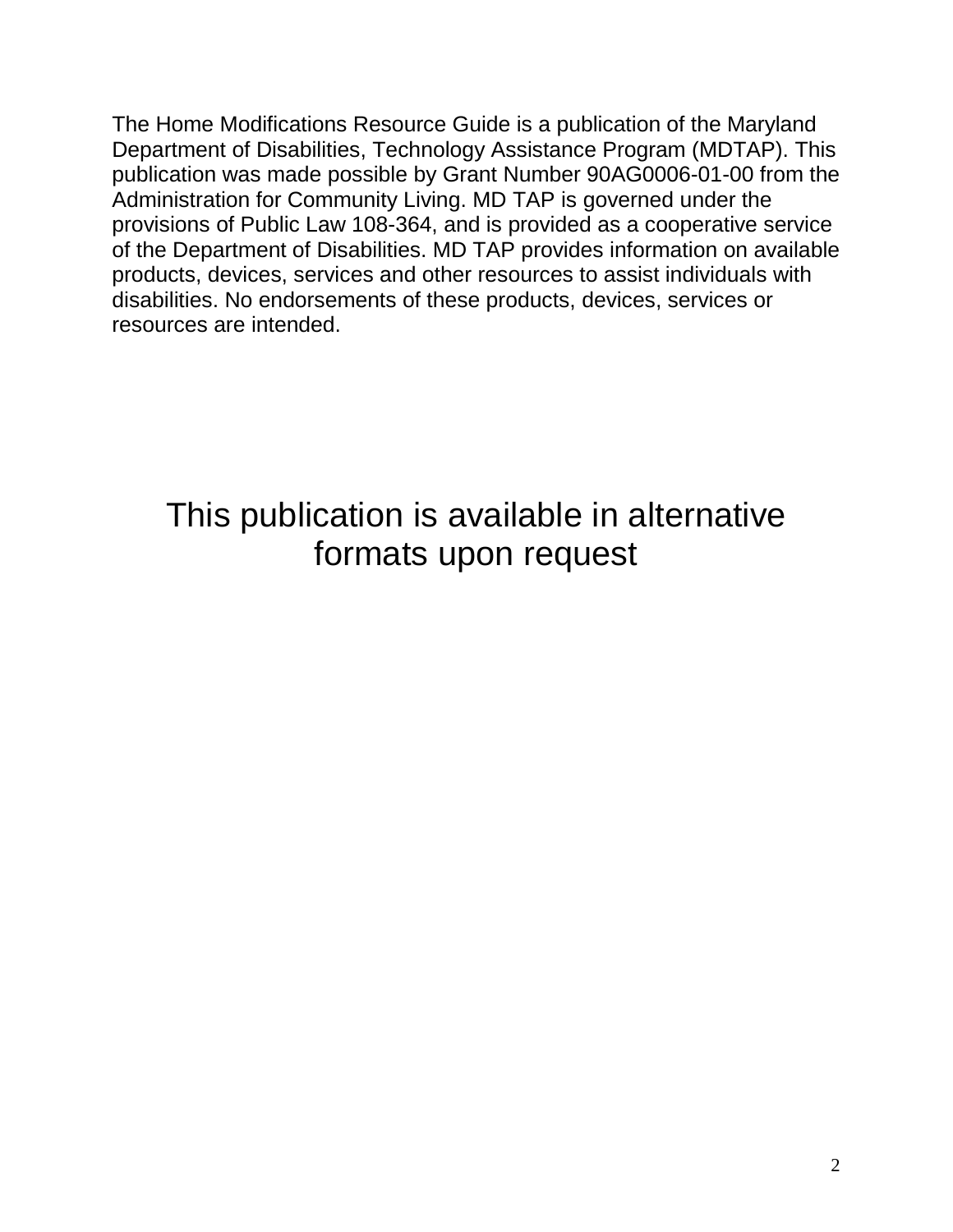The Home Modifications Resource Guide is a publication of the Maryland Department of Disabilities, Technology Assistance Program (MDTAP). This publication was made possible by Grant Number 90AG0006-01-00 from the Administration for Community Living. MD TAP is governed under the provisions of Public Law 108-364, and is provided as a cooperative service of the Department of Disabilities. MD TAP provides information on available products, devices, services and other resources to assist individuals with disabilities. No endorsements of these products, devices, services or resources are intended.

## This publication is available in alternative formats upon request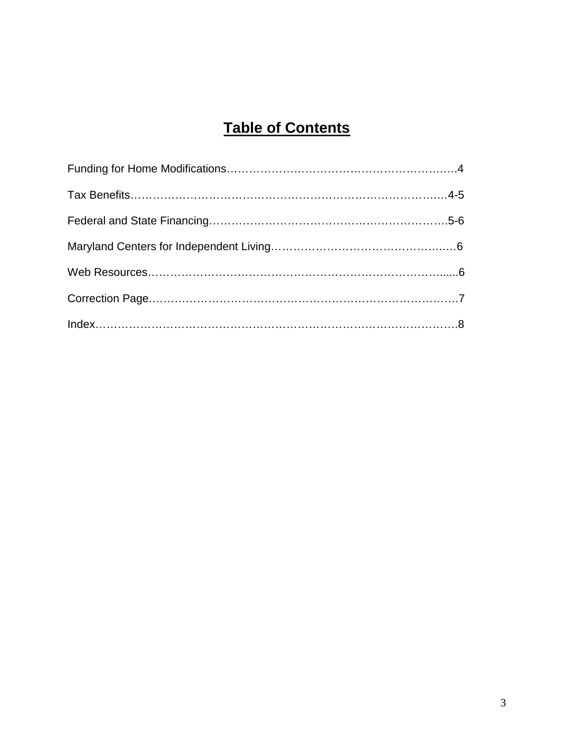# Table of Contents

Funding for Home Modifications……………………………………………………….…4

Tax Benefits……………………………………………………………………….….4-5

Federal and State Financing………………………………………………………….5-6

Maryland Centers for Independent Living……………………………………….…6

Web Resources………………………………………………………………….......6

Correction Page……………………………………………………………………….7

Index……………………………………………………………………………….8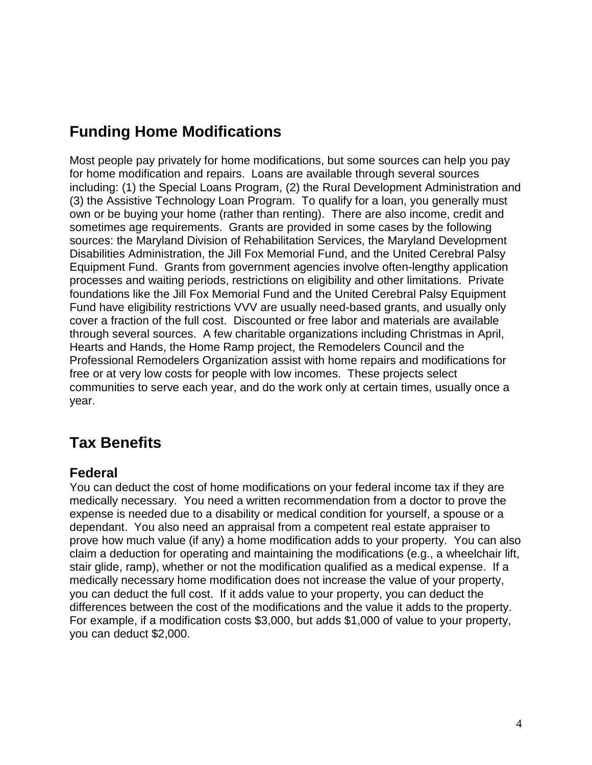## Funding Home Modifications

Most people pay privately for home modifications, but some sources can help you pay for home modification and repairs. Loans are available through several sources including: (1) the Special Loans Program, (2) the Rural Development Administration and (3) the Assistive Technology Loan Program. To qualify for a loan, you generally must own or be buying your home (rather than renting). There are also income, credit and sometimes age requirements. Grants are provided in some cases by the following sources: the Maryland Division of Rehabilitation Services, the Maryland Development Disabilities Administration, the Jill Fox Memorial Fund, and the United Cerebral Palsy Equipment Fund. Grants from government agencies involve often-lengthy application processes and waiting periods, restrictions on eligibility and other limitations. Private foundations like the Jill Fox Memorial Fund and the United Cerebral Palsy Equipment Fund have eligibility restrictions VVV are usually need-based grants, and usually only cover a fraction of the full cost. Discounted or free labor and materials are available through several sources. A few charitable organizations including Christmas in April, Hearts and Hands, the Home Ramp project, the Remodelers Council and the Professional Remodelers Organization assist with home repairs and modifications for free or at very low costs for people with low incomes. These projects select communities to serve each year, and do the work only at certain times, usually once a year.

## Tax Benefits

### Federal

You can deduct the cost of home modifications on your federal income tax if they are medically necessary. You need a written recommendation from a doctor to prove the expense is needed due to a disability or medical condition for yourself, a spouse or a dependant. You also need an appraisal from a competent real estate appraiser to prove how much value (if any) a home modification adds to your property. You can also claim a deduction for operating and maintaining the modifications (e.g., a wheelchair lift, stair glide, ramp), whether or not the modification qualified as a medical expense. If a medically necessary home modification does not increase the value of your property, you can deduct the full cost. If it adds value to your property, you can deduct the differences between the cost of the modifications and the value it adds to the property. For example, if a modification costs $3,000, but adds $1,000 of value to your property, you can deduct $2,000.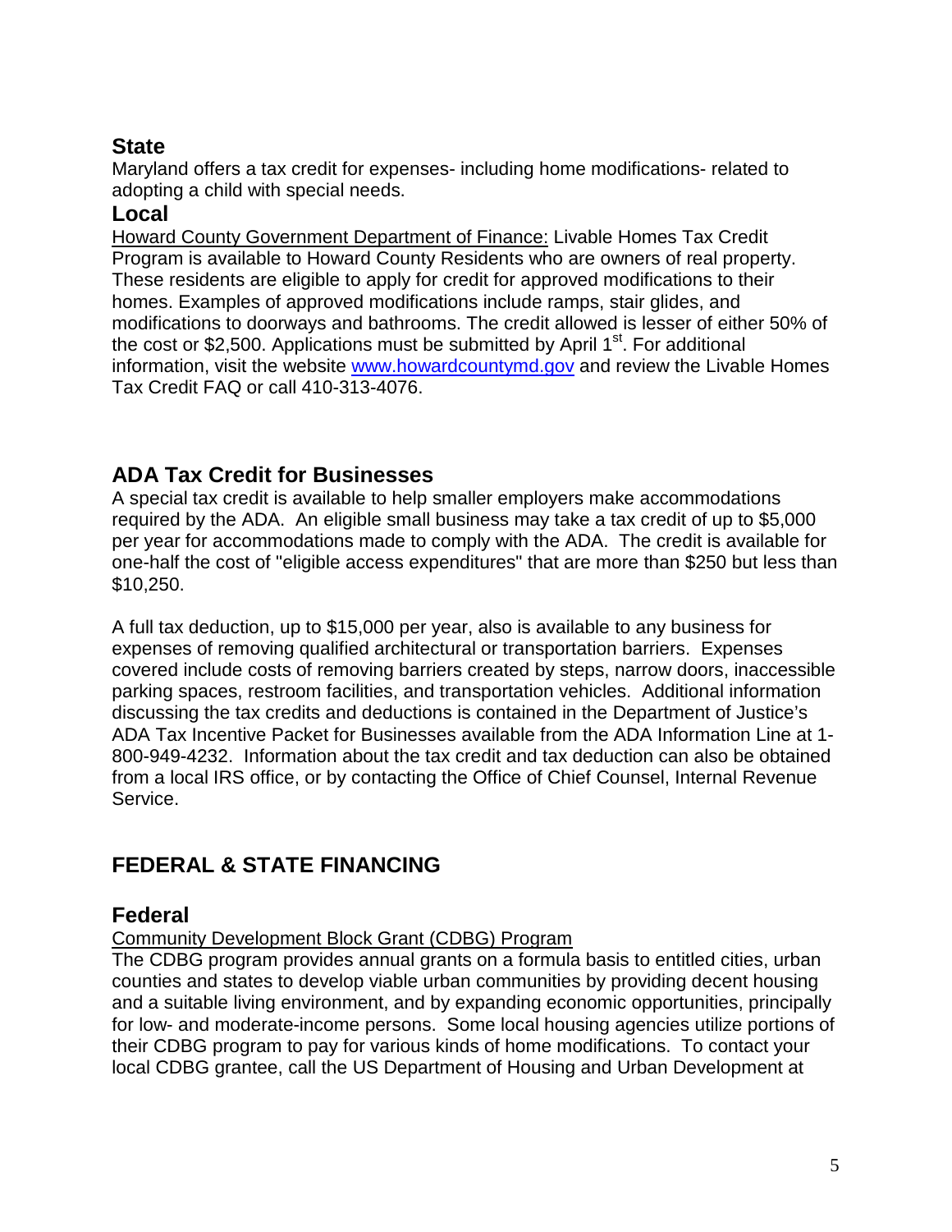### State

Maryland offers a tax credit for expenses- including home modifications- related to adopting a child with special needs.

### Local

Howard County Government Department of Finance: Livable Homes Tax Credit Program is available to Howard County Residents who are owners of real property. These residents are eligible to apply for credit for approved modifications to their homes. Examples of approved modifications include ramps, stair glides, and modifications to doorways and bathrooms. The credit allowed is lesser of either 50% of the cost or $2,500. Applications must be submitted by April 1st. For additional information, visit the website www.howardcountymd.gov and review the Livable Homes Tax Credit FAQ or call 410-313-4076.

## ADA Tax Credit for Businesses

A special tax credit is available to help smaller employers make accommodations required by the ADA. An eligible small business may take a tax credit of up to $5,000 per year for accommodations made to comply with the ADA. The credit is available for one-half the cost of "eligible access expenditures" that are more than $250 but less than $10,250.

A full tax deduction, up to $15,000 per year, also is available to any business for expenses of removing qualified architectural or transportation barriers. Expenses covered include costs of removing barriers created by steps, narrow doors, inaccessible parking spaces, restroom facilities, and transportation vehicles. Additional information discussing the tax credits and deductions is contained in the Department of Justice's ADA Tax Incentive Packet for Businesses available from the ADA Information Line at 1-800-949-4232. Information about the tax credit and tax deduction can also be obtained from a local IRS office, or by contacting the Office of Chief Counsel, Internal Revenue Service.

## FEDERAL & STATE FINANCING

### Federal

Community Development Block Grant (CDBG) Program

The CDBG program provides annual grants on a formula basis to entitled cities, urban counties and states to develop viable urban communities by providing decent housing and a suitable living environment, and by expanding economic opportunities, principally for low- and moderate-income persons. Some local housing agencies utilize portions of their CDBG program to pay for various kinds of home modifications. To contact your local CDBG grantee, call the US Department of Housing and Urban Development at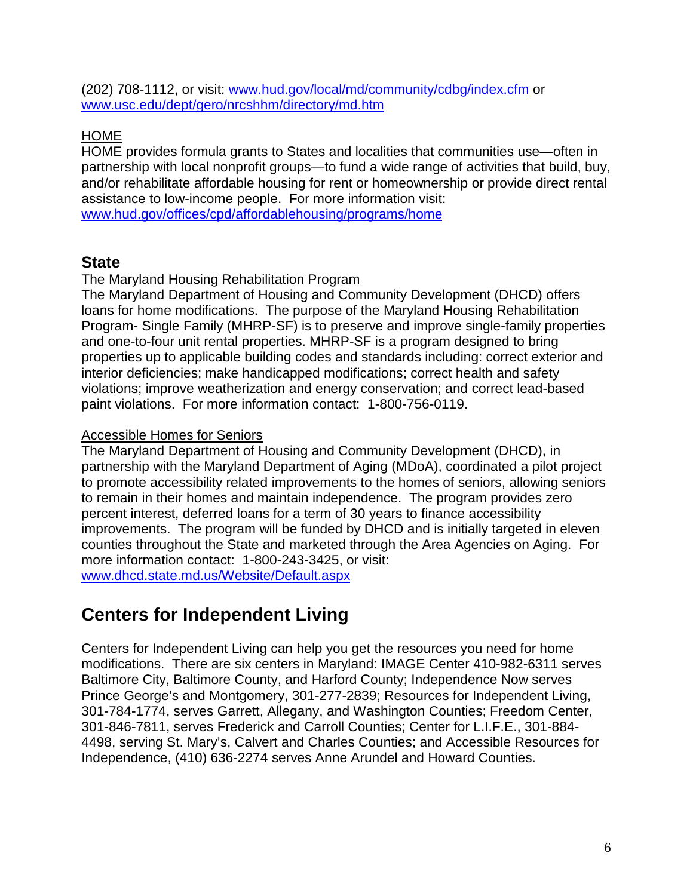(202) 708-1112, or visit: [www.hud.gov/local/md/community/cdbg/index.cfm](www.hud.gov/local/md/community/cdbg/index.cfm) or [www.usc.edu/dept/gero/nrcshhm/directory/md.htm](www.usc.edu/dept/gero/nrcshhm/directory/md.htm)

HOME

HOME provides formula grants to States and localities that communities use—often in partnership with local nonprofit groups—to fund a wide range of activities that build, buy, and/or rehabilitate affordable housing for rent or homeownership or provide direct rental assistance to low-income people. For more information visit: [www.hud.gov/offices/cpd/affordablehousing/programs/home](www.hud.gov/offices/cpd/affordablehousing/programs/home)

### State

The Maryland Housing Rehabilitation Program

The Maryland Department of Housing and Community Development (DHCD) offers loans for home modifications. The purpose of the Maryland Housing Rehabilitation Program- Single Family (MHRP-SF) is to preserve and improve single-family properties and one-to-four unit rental properties. MHRP-SF is a program designed to bring properties up to applicable building codes and standards including: correct exterior and interior deficiencies; make handicapped modifications; correct health and safety violations; improve weatherization and energy conservation; and correct lead-based paint violations. For more information contact: 1-800-756-0119.

Accessible Homes for Seniors

The Maryland Department of Housing and Community Development (DHCD), in partnership with the Maryland Department of Aging (MDoA), coordinated a pilot project to promote accessibility related improvements to the homes of seniors, allowing seniors to remain in their homes and maintain independence. The program provides zero percent interest, deferred loans for a term of 30 years to finance accessibility improvements. The program will be funded by DHCD and is initially targeted in eleven counties throughout the State and marketed through the Area Agencies on Aging. For more information contact: 1-800-243-3425, or visit: [www.dhcd.state.md.us/Website/Default.aspx](www.dhcd.state.md.us/Website/Default.aspx)

## Centers for Independent Living

Centers for Independent Living can help you get the resources you need for home modifications. There are six centers in Maryland: IMAGE Center 410-982-6311 serves Baltimore City, Baltimore County, and Harford County; Independence Now serves Prince George's and Montgomery, 301-277-2839; Resources for Independent Living, 301-784-1774, serves Garrett, Allegany, and Washington Counties; Freedom Center, 301-846-7811, serves Frederick and Carroll Counties; Center for L.I.F.E., 301-884-4498, serving St. Mary's, Calvert and Charles Counties; and Accessible Resources for Independence, (410) 636-2274 serves Anne Arundel and Howard Counties.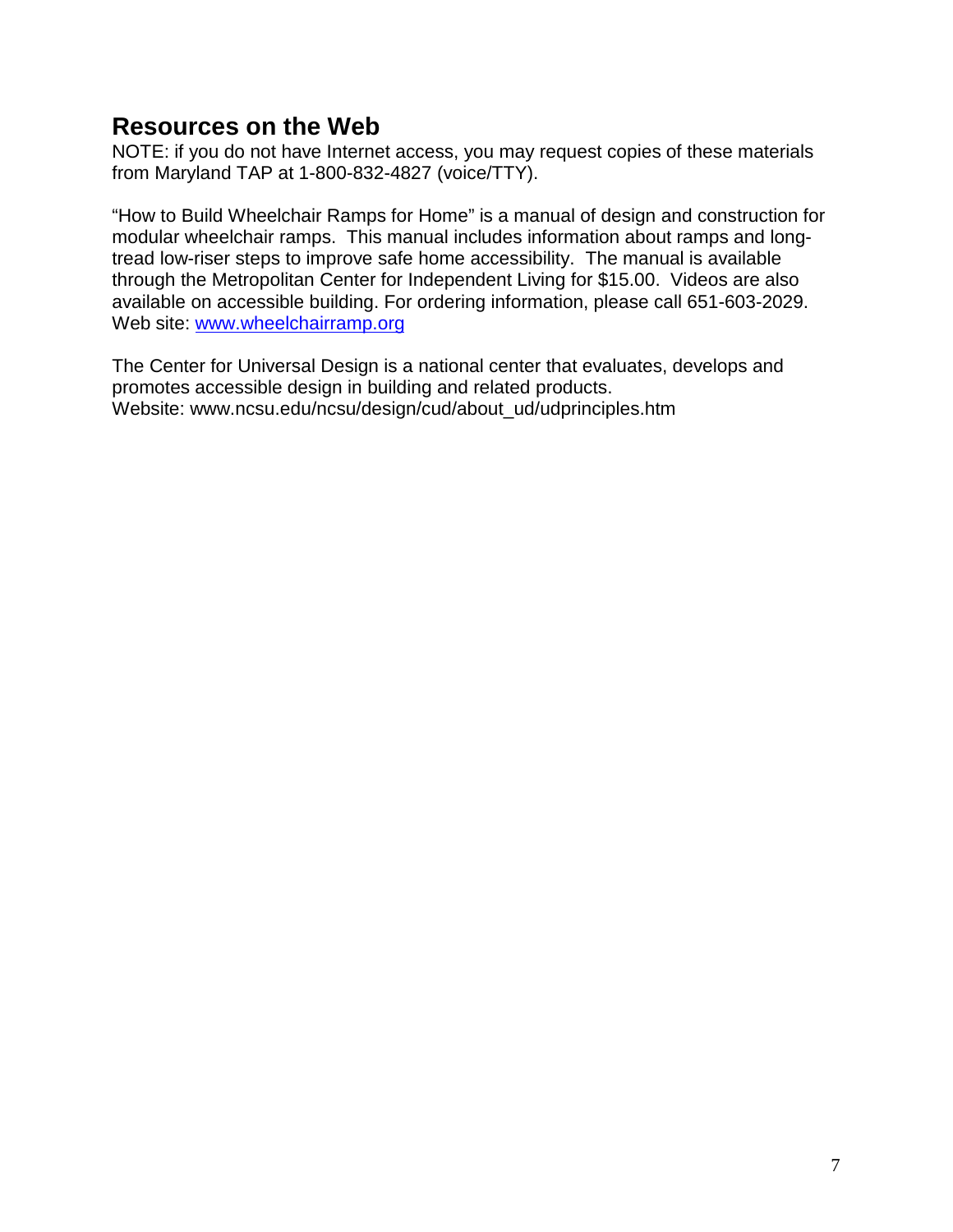## Resources on the Web

NOTE: if you do not have Internet access, you may request copies of these materials from Maryland TAP at 1-800-832-4827 (voice/TTY).

"How to Build Wheelchair Ramps for Home" is a manual of design and construction for modular wheelchair ramps. This manual includes information about ramps and long-tread low-riser steps to improve safe home accessibility. The manual is available through the Metropolitan Center for Independent Living for $15.00. Videos are also available on accessible building. For ordering information, please call 651-603-2029. Web site: [www.wheelchairramp.org](http://www.wheelchairramp.org)

The Center for Universal Design is a national center that evaluates, develops and promotes accessible design in building and related products.
Website: www.ncsu.edu/ncsu/design/cud/about_ud/udprinciples.htm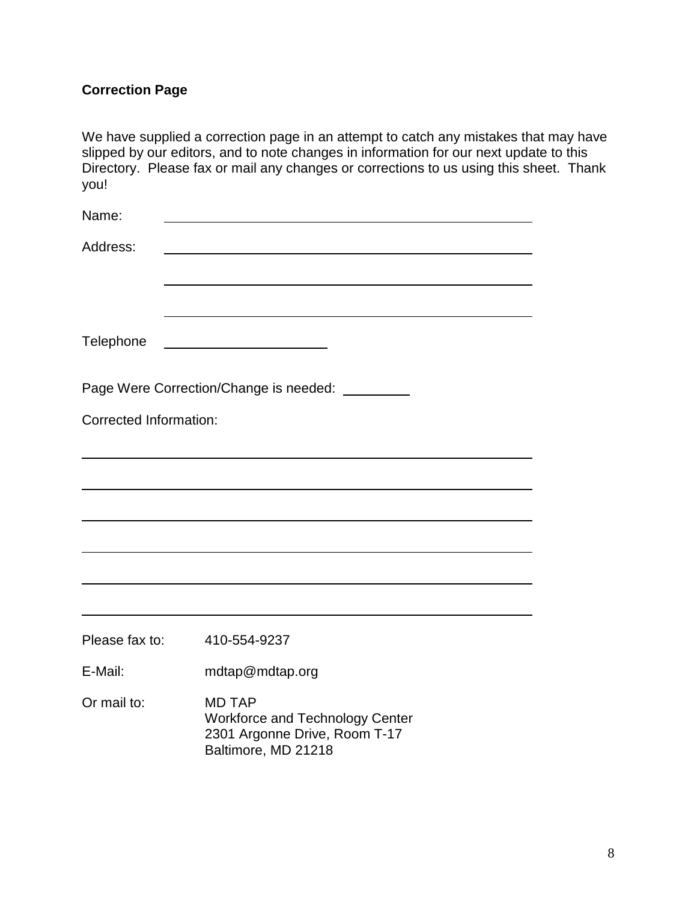**Correction Page**

We have supplied a correction page in an attempt to catch any mistakes that may have slipped by our editors, and to note changes in information for our next update to this Directory. Please fax or mail any changes or corrections to us using this sheet. Thank you!

Name: ______________________________________________

Address: ______________________________________________

______________________________________________

______________________________________________

Telephone ____________________

Page Were Correction/Change is needed: ________

Corrected Information:

______________________________________________________

______________________________________________________

______________________________________________________

______________________________________________________

______________________________________________________

______________________________________________________

Please fax to: 410-554-9237

E-Mail: mdtap@mdtap.org

Or mail to: MD TAP
Workforce and Technology Center
2301 Argonne Drive, Room T-17
Baltimore, MD 21218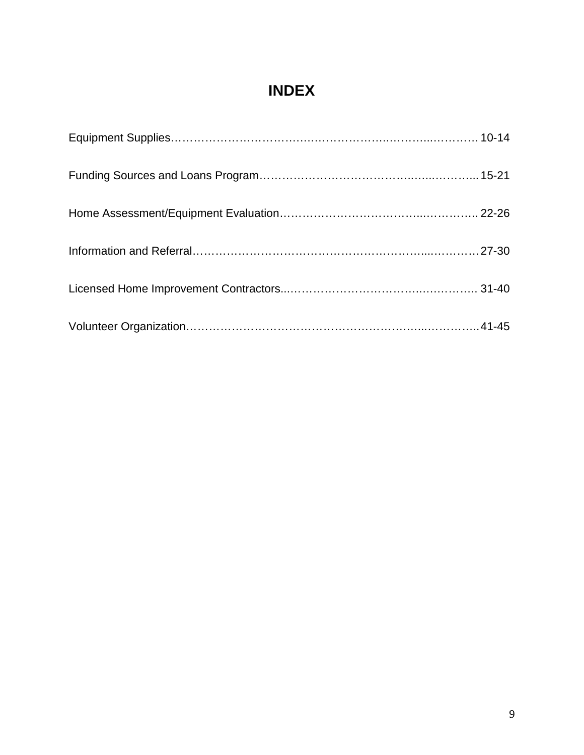# INDEX

Equipment Supplies……………………………….………………..……..………… 10-14

Funding Sources and Loans Program…………………………………..…...………... 15-21

Home Assessment/Equipment Evaluation………………………………...………….. 22-26

Information and Referral……………………………………………………....………… 27-30

Licensed Home Improvement Contractors...…………………………….…………….. 31-40

Volunteer Organization……………………………………………………...…………..41-45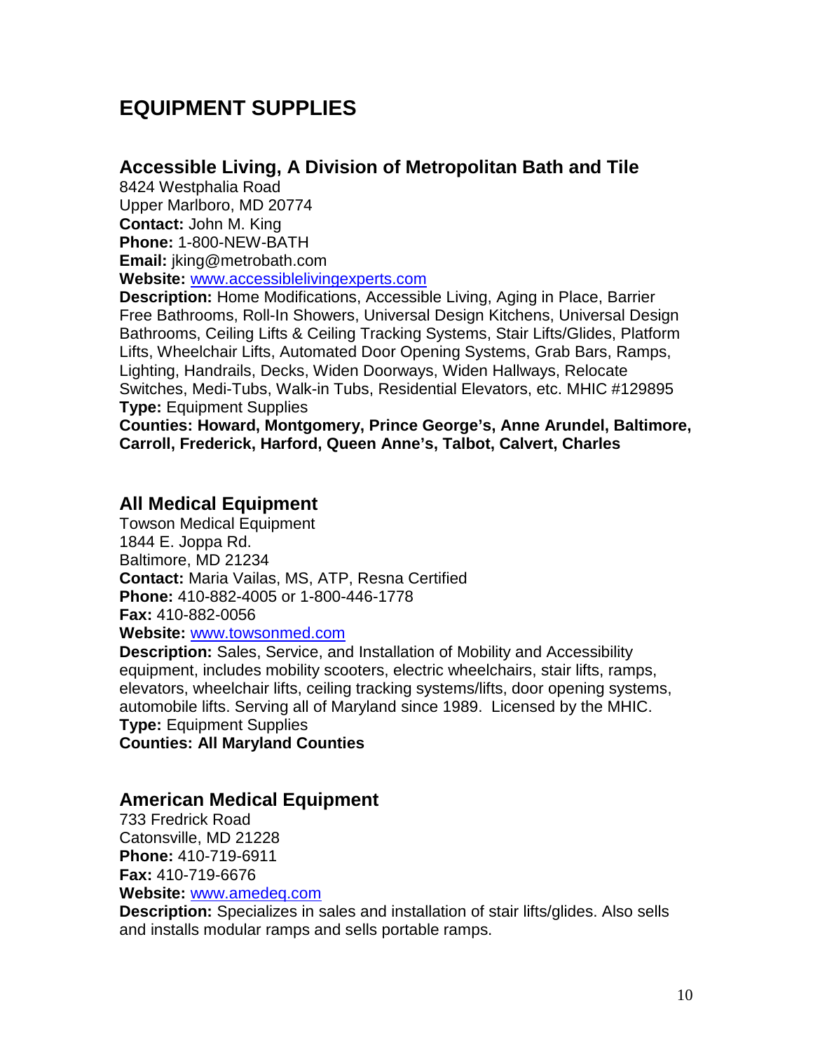# EQUIPMENT SUPPLIES

## Accessible Living, A Division of Metropolitan Bath and Tile

8424 Westphalia Road
Upper Marlboro, MD 20774
**Contact:** John M. King
**Phone:** 1-800-NEW-BATH
**Email:** jking@metrobath.com
**Website:** www.accessiblelivingexperts.com
**Description:** Home Modifications, Accessible Living, Aging in Place, Barrier Free Bathrooms, Roll-In Showers, Universal Design Kitchens, Universal Design Bathrooms, Ceiling Lifts & Ceiling Tracking Systems, Stair Lifts/Glides, Platform Lifts, Wheelchair Lifts, Automated Door Opening Systems, Grab Bars, Ramps, Lighting, Handrails, Decks, Widen Doorways, Widen Hallways, Relocate Switches, Medi-Tubs, Walk-in Tubs, Residential Elevators, etc. MHIC #129895
**Type:** Equipment Supplies
**Counties: Howard, Montgomery, Prince George's, Anne Arundel, Baltimore, Carroll, Frederick, Harford, Queen Anne's, Talbot, Calvert, Charles**

## All Medical Equipment

Towson Medical Equipment
1844 E. Joppa Rd.
Baltimore, MD 21234
**Contact:** Maria Vailas, MS, ATP, Resna Certified
**Phone:** 410-882-4005 or 1-800-446-1778
**Fax:** 410-882-0056
**Website:** www.towsonmed.com
**Description:** Sales, Service, and Installation of Mobility and Accessibility equipment, includes mobility scooters, electric wheelchairs, stair lifts, ramps, elevators, wheelchair lifts, ceiling tracking systems/lifts, door opening systems, automobile lifts. Serving all of Maryland since 1989. Licensed by the MHIC.
**Type:** Equipment Supplies
**Counties: All Maryland Counties**

## American Medical Equipment

733 Fredrick Road
Catonsville, MD 21228
**Phone:** 410-719-6911
**Fax:** 410-719-6676
**Website:** www.amedeq.com
**Description:** Specializes in sales and installation of stair lifts/glides. Also sells and installs modular ramps and sells portable ramps.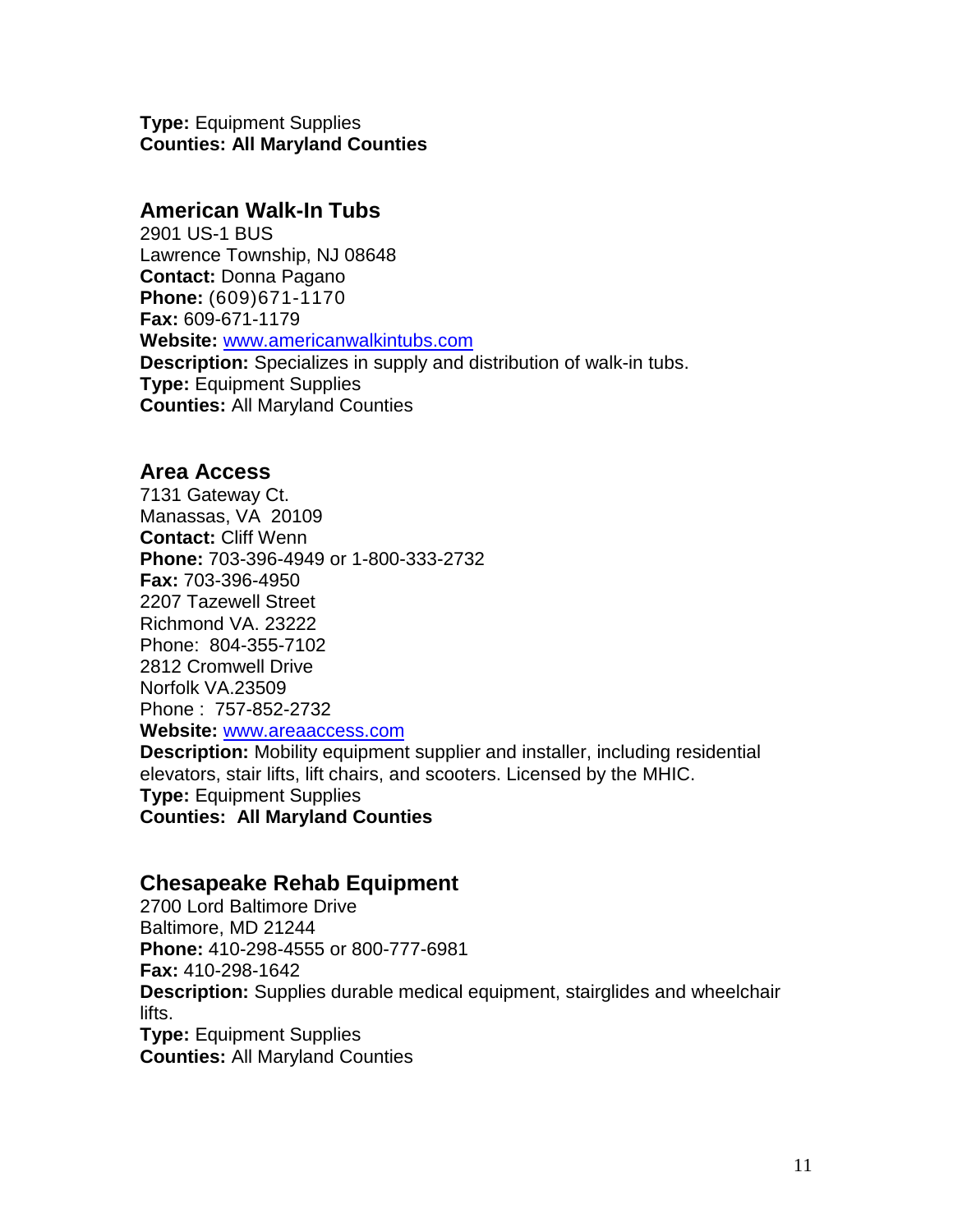**Type:** Equipment Supplies
**Counties: All Maryland Counties**

## American Walk-In Tubs

2901 US-1 BUS
Lawrence Township, NJ 08648
**Contact:** Donna Pagano
**Phone:** (609)671-1170
**Fax:** 609-671-1179
**Website:** [www.americanwalkintubs.com](http://www.americanwalkintubs.com)
**Description:** Specializes in supply and distribution of walk-in tubs.
**Type:** Equipment Supplies
**Counties:** All Maryland Counties

## Area Access

7131 Gateway Ct.
Manassas, VA 20109
**Contact:** Cliff Wenn
**Phone:** 703-396-4949 or 1-800-333-2732
**Fax:** 703-396-4950
2207 Tazewell Street
Richmond VA. 23222
Phone: 804-355-7102
2812 Cromwell Drive
Norfolk VA.23509
Phone : 757-852-2732
**Website:** [www.areaaccess.com](http://www.areaaccess.com)
**Description:** Mobility equipment supplier and installer, including residential elevators, stair lifts, lift chairs, and scooters. Licensed by the MHIC.
**Type:** Equipment Supplies
**Counties: All Maryland Counties**

## Chesapeake Rehab Equipment

2700 Lord Baltimore Drive
Baltimore, MD 21244
**Phone:** 410-298-4555 or 800-777-6981
**Fax:** 410-298-1642
**Description:** Supplies durable medical equipment, stairglides and wheelchair lifts.
**Type:** Equipment Supplies
**Counties:** All Maryland Counties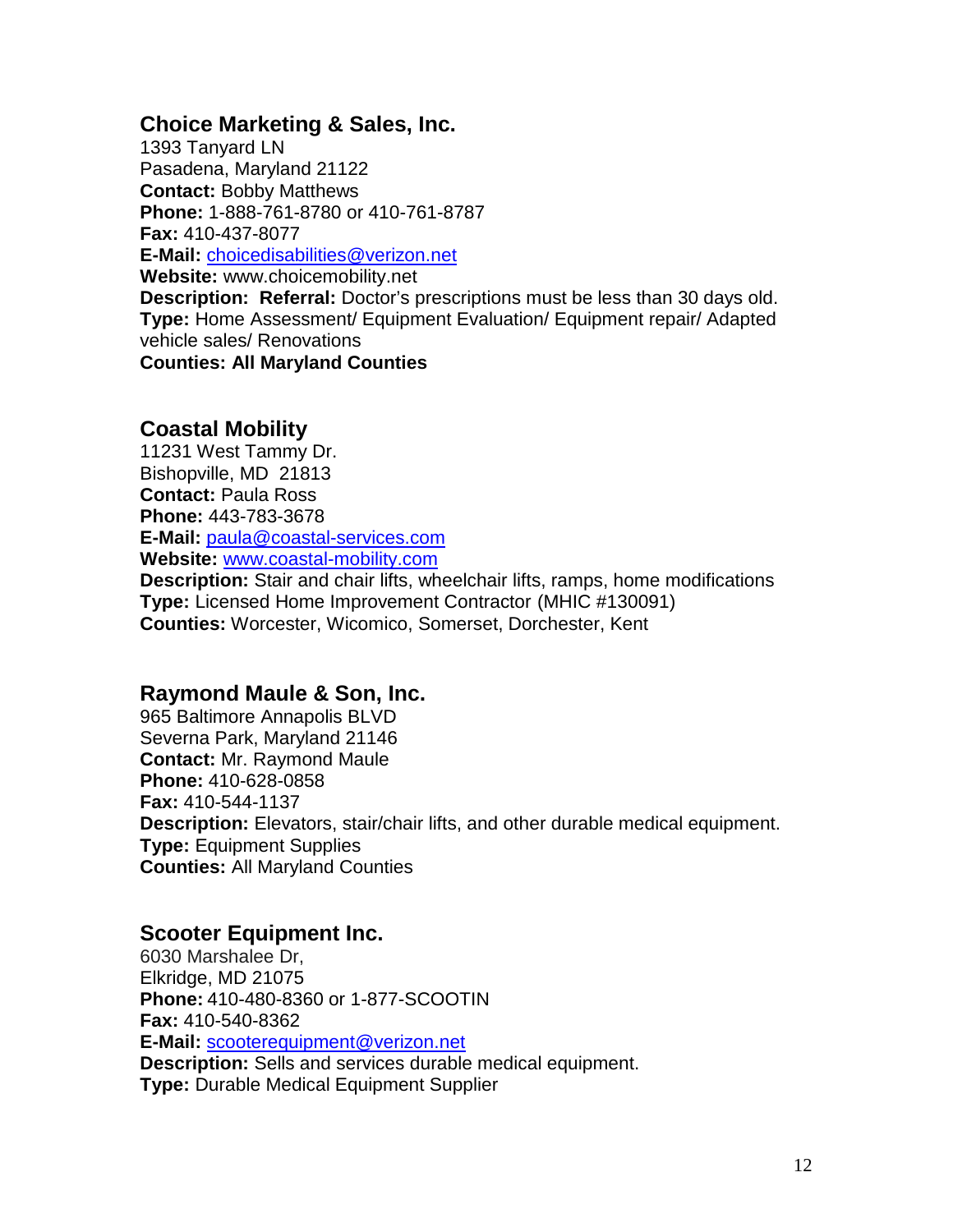### Choice Marketing & Sales, Inc.

1393 Tanyard LN
Pasadena, Maryland 21122
**Contact:** Bobby Matthews
**Phone:** 1-888-761-8780 or 410-761-8787
**Fax:** 410-437-8077
**E-Mail:** choicedisabilities@verizon.net
**Website:** www.choicemobility.net
**Description:** **Referral:** Doctor's prescriptions must be less than 30 days old.
**Type:** Home Assessment/ Equipment Evaluation/ Equipment repair/ Adapted vehicle sales/ Renovations
**Counties: All Maryland Counties**

### Coastal Mobility

11231 West Tammy Dr.
Bishopville, MD 21813
**Contact:** Paula Ross
**Phone:** 443-783-3678
**E-Mail:** paula@coastal-services.com
**Website:** www.coastal-mobility.com
**Description:** Stair and chair lifts, wheelchair lifts, ramps, home modifications
**Type:** Licensed Home Improvement Contractor (MHIC #130091)
**Counties:** Worcester, Wicomico, Somerset, Dorchester, Kent

### Raymond Maule & Son, Inc.

965 Baltimore Annapolis BLVD
Severna Park, Maryland 21146
**Contact:** Mr. Raymond Maule
**Phone:** 410-628-0858
**Fax:** 410-544-1137
**Description:** Elevators, stair/chair lifts, and other durable medical equipment.
**Type:** Equipment Supplies
**Counties:** All Maryland Counties

### Scooter Equipment Inc.

6030 Marshalee Dr,
Elkridge, MD 21075
**Phone:** 410-480-8360 or 1-877-SCOOTIN
**Fax:** 410-540-8362
**E-Mail:** scooterequipment@verizon.net
**Description:** Sells and services durable medical equipment.
**Type:** Durable Medical Equipment Supplier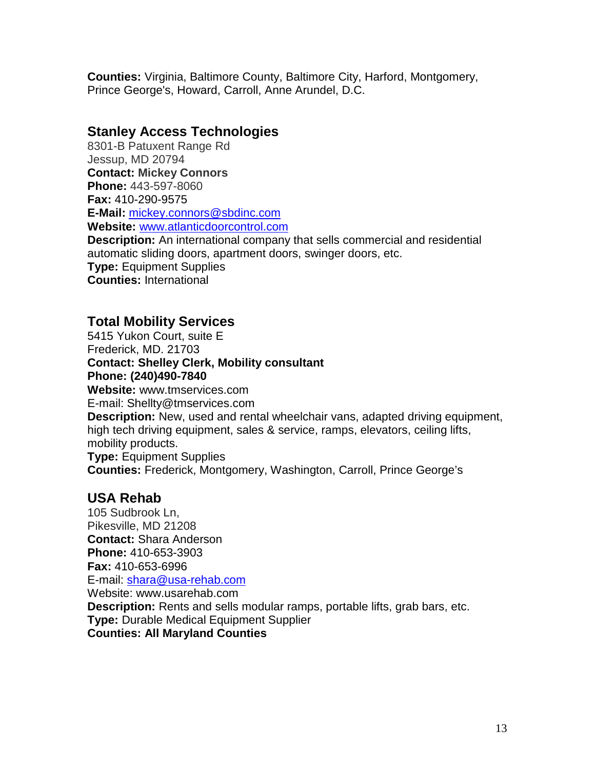**Counties:** Virginia, Baltimore County, Baltimore City, Harford, Montgomery, Prince George's, Howard, Carroll, Anne Arundel, D.C.

## Stanley Access Technologies

8301-B Patuxent Range Rd
Jessup, MD 20794
**Contact: Mickey Connors**
**Phone:** 443-597-8060
**Fax:** 410-290-9575
**E-Mail:** mickey.connors@sbdinc.com
**Website:** www.atlanticdoorcontrol.com
**Description:** An international company that sells commercial and residential automatic sliding doors, apartment doors, swinger doors, etc.
**Type:** Equipment Supplies
**Counties:** International

## Total Mobility Services

5415 Yukon Court, suite E
Frederick, MD. 21703
**Contact: Shelley Clerk, Mobility consultant**
**Phone: (240)490-7840**
**Website:** www.tmservices.com
E-mail: Shellty@tmservices.com
**Description:** New, used and rental wheelchair vans, adapted driving equipment, high tech driving equipment, sales & service, ramps, elevators, ceiling lifts, mobility products.
**Type:** Equipment Supplies
**Counties:** Frederick, Montgomery, Washington, Carroll, Prince George's

## USA Rehab

105 Sudbrook Ln,
Pikesville, MD 21208
**Contact:** Shara Anderson
**Phone:** 410-653-3903
**Fax:** 410-653-6996
E-mail: shara@usa-rehab.com
Website: www.usarehab.com
**Description:** Rents and sells modular ramps, portable lifts, grab bars, etc.
**Type:** Durable Medical Equipment Supplier
**Counties: All Maryland Counties**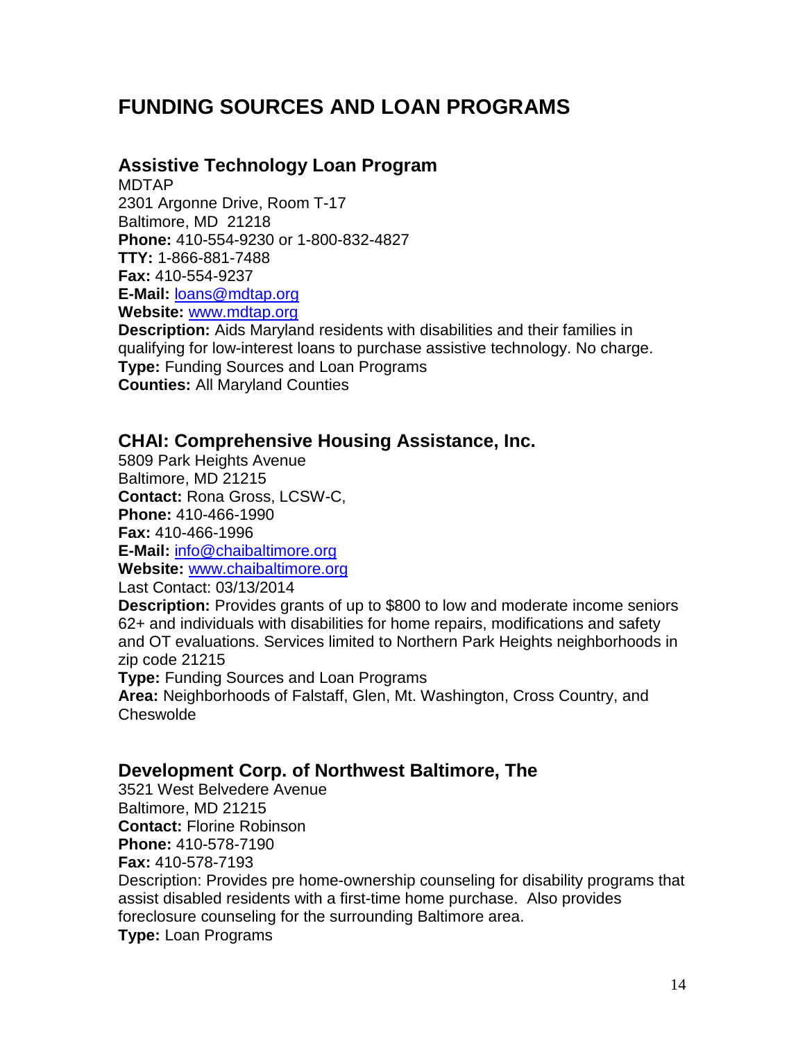# FUNDING SOURCES AND LOAN PROGRAMS

## Assistive Technology Loan Program

MDTAP
2301 Argonne Drive, Room T-17
Baltimore, MD 21218
**Phone:** 410-554-9230 or 1-800-832-4827
**TTY:** 1-866-881-7488
**Fax:** 410-554-9237
**E-Mail:** loans@mdtap.org
**Website:** www.mdtap.org
**Description:** Aids Maryland residents with disabilities and their families in qualifying for low-interest loans to purchase assistive technology. No charge.
**Type:** Funding Sources and Loan Programs
**Counties:** All Maryland Counties

## CHAI: Comprehensive Housing Assistance, Inc.

5809 Park Heights Avenue
Baltimore, MD 21215
**Contact:** Rona Gross, LCSW-C,
**Phone:** 410-466-1990
**Fax:** 410-466-1996
**E-Mail:** info@chaibaltimore.org
**Website:** www.chaibaltimore.org
Last Contact: 03/13/2014
**Description:** Provides grants of up to $800 to low and moderate income seniors 62+ and individuals with disabilities for home repairs, modifications and safety and OT evaluations. Services limited to Northern Park Heights neighborhoods in zip code 21215
**Type:** Funding Sources and Loan Programs
**Area:** Neighborhoods of Falstaff, Glen, Mt. Washington, Cross Country, and Cheswolde

## Development Corp. of Northwest Baltimore, The

3521 West Belvedere Avenue
Baltimore, MD 21215
**Contact:** Florine Robinson
**Phone:** 410-578-7190
**Fax:** 410-578-7193
Description: Provides pre home-ownership counseling for disability programs that assist disabled residents with a first-time home purchase. Also provides foreclosure counseling for the surrounding Baltimore area.
**Type:** Loan Programs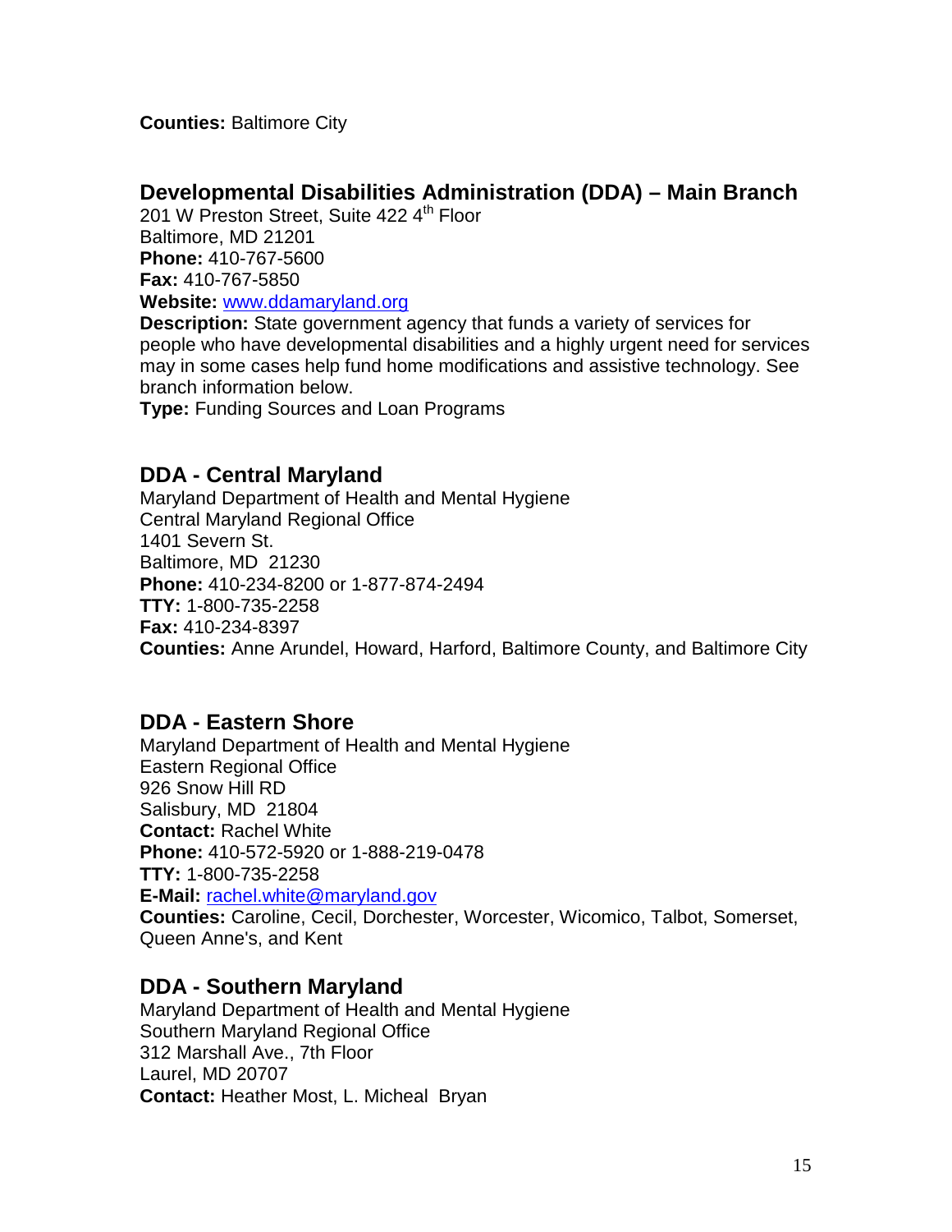**Counties:** Baltimore City

## Developmental Disabilities Administration (DDA) – Main Branch

201 W Preston Street, Suite 422 4th Floor
Baltimore, MD 21201
**Phone:** 410-767-5600
**Fax:** 410-767-5850
**Website:** www.ddamaryland.org
**Description:** State government agency that funds a variety of services for people who have developmental disabilities and a highly urgent need for services may in some cases help fund home modifications and assistive technology. See branch information below.
**Type:** Funding Sources and Loan Programs

## DDA - Central Maryland

Maryland Department of Health and Mental Hygiene
Central Maryland Regional Office
1401 Severn St.
Baltimore, MD 21230
**Phone:** 410-234-8200 or 1-877-874-2494
**TTY:** 1-800-735-2258
**Fax:** 410-234-8397
**Counties:** Anne Arundel, Howard, Harford, Baltimore County, and Baltimore City

## DDA - Eastern Shore

Maryland Department of Health and Mental Hygiene
Eastern Regional Office
926 Snow Hill RD
Salisbury, MD 21804
**Contact:** Rachel White
**Phone:** 410-572-5920 or 1-888-219-0478
**TTY:** 1-800-735-2258
**E-Mail:** rachel.white@maryland.gov
**Counties:** Caroline, Cecil, Dorchester, Worcester, Wicomico, Talbot, Somerset, Queen Anne's, and Kent

## DDA - Southern Maryland

Maryland Department of Health and Mental Hygiene
Southern Maryland Regional Office
312 Marshall Ave., 7th Floor
Laurel, MD 20707
**Contact:** Heather Most, L. Micheal Bryan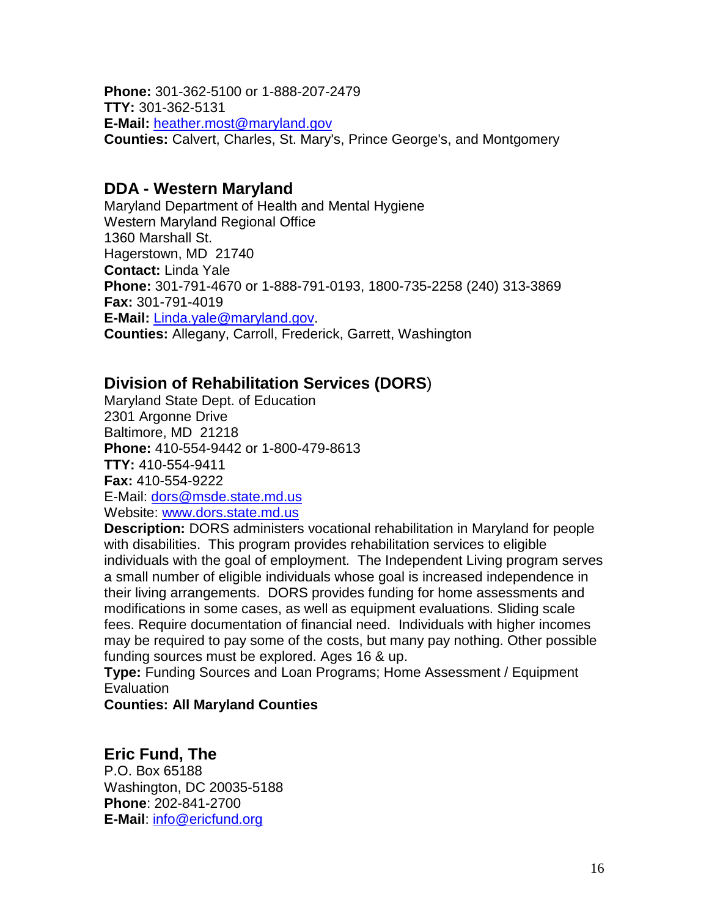**Phone:** 301-362-5100 or 1-888-207-2479
**TTY:** 301-362-5131
**E-Mail:** heather.most@maryland.gov
**Counties:** Calvert, Charles, St. Mary's, Prince George's, and Montgomery

## DDA - Western Maryland

Maryland Department of Health and Mental Hygiene
Western Maryland Regional Office
1360 Marshall St.
Hagerstown, MD 21740
**Contact:** Linda Yale
**Phone:** 301-791-4670 or 1-888-791-0193, 1800-735-2258 (240) 313-3869
**Fax:** 301-791-4019
**E-Mail:** Linda.yale@maryland.gov.
**Counties:** Allegany, Carroll, Frederick, Garrett, Washington

## Division of Rehabilitation Services (DORS)

Maryland State Dept. of Education
2301 Argonne Drive
Baltimore, MD 21218
**Phone:** 410-554-9442 or 1-800-479-8613
**TTY:** 410-554-9411
**Fax:** 410-554-9222
E-Mail: dors@msde.state.md.us
Website: www.dors.state.md.us
**Description:** DORS administers vocational rehabilitation in Maryland for people with disabilities. This program provides rehabilitation services to eligible individuals with the goal of employment. The Independent Living program serves a small number of eligible individuals whose goal is increased independence in their living arrangements. DORS provides funding for home assessments and modifications in some cases, as well as equipment evaluations. Sliding scale fees. Require documentation of financial need. Individuals with higher incomes may be required to pay some of the costs, but many pay nothing. Other possible funding sources must be explored. Ages 16 & up.
**Type:** Funding Sources and Loan Programs; Home Assessment / Equipment Evaluation
**Counties: All Maryland Counties**

## Eric Fund, The

P.O. Box 65188
Washington, DC 20035-5188
**Phone**: 202-841-2700
**E-Mail**: info@ericfund.org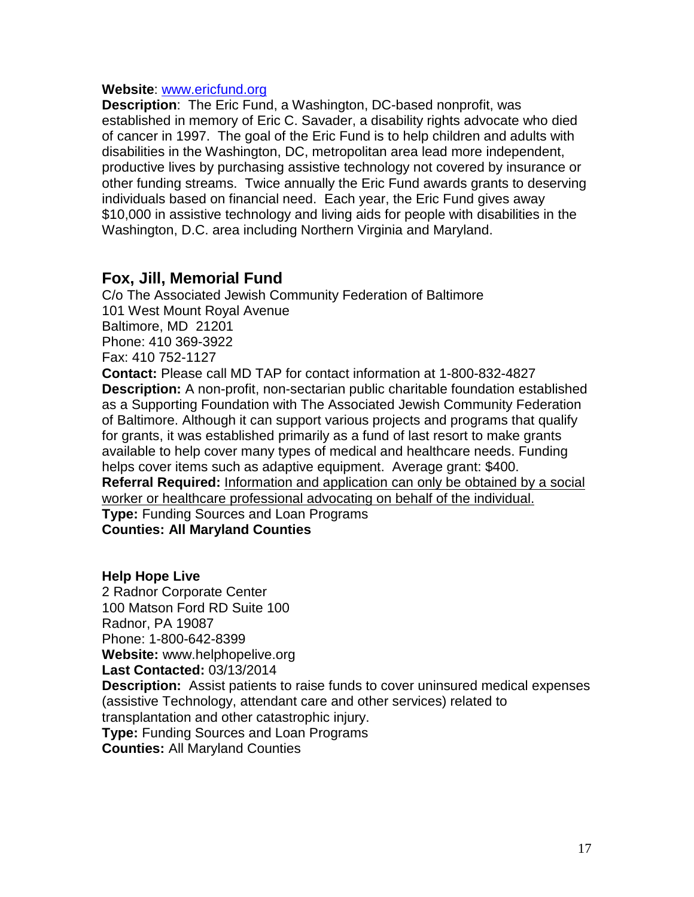**Website**: [www.ericfund.org](http://www.ericfund.org)
**Description**: The Eric Fund, a Washington, DC-based nonprofit, was established in memory of Eric C. Savader, a disability rights advocate who died of cancer in 1997. The goal of the Eric Fund is to help children and adults with disabilities in the Washington, DC, metropolitan area lead more independent, productive lives by purchasing assistive technology not covered by insurance or other funding streams. Twice annually the Eric Fund awards grants to deserving individuals based on financial need. Each year, the Eric Fund gives away $10,000 in assistive technology and living aids for people with disabilities in the Washington, D.C. area including Northern Virginia and Maryland.

## Fox, Jill, Memorial Fund

C/o The Associated Jewish Community Federation of Baltimore
101 West Mount Royal Avenue
Baltimore, MD 21201
Phone: 410 369-3922
Fax: 410 752-1127
**Contact:** Please call MD TAP for contact information at 1-800-832-4827
**Description:** A non-profit, non-sectarian public charitable foundation established as a Supporting Foundation with The Associated Jewish Community Federation of Baltimore. Although it can support various projects and programs that qualify for grants, it was established primarily as a fund of last resort to make grants available to help cover many types of medical and healthcare needs. Funding helps cover items such as adaptive equipment. Average grant: $400.
**Referral Required:** Information and application can only be obtained by a social worker or healthcare professional advocating on behalf of the individual.
**Type:** Funding Sources and Loan Programs
**Counties: All Maryland Counties**

**Help Hope Live**
2 Radnor Corporate Center
100 Matson Ford RD Suite 100
Radnor, PA 19087
Phone: 1-800-642-8399
**Website:** www.helphopelive.org
**Last Contacted:** 03/13/2014
**Description:** Assist patients to raise funds to cover uninsured medical expenses (assistive Technology, attendant care and other services) related to transplantation and other catastrophic injury.
**Type:** Funding Sources and Loan Programs
**Counties:** All Maryland Counties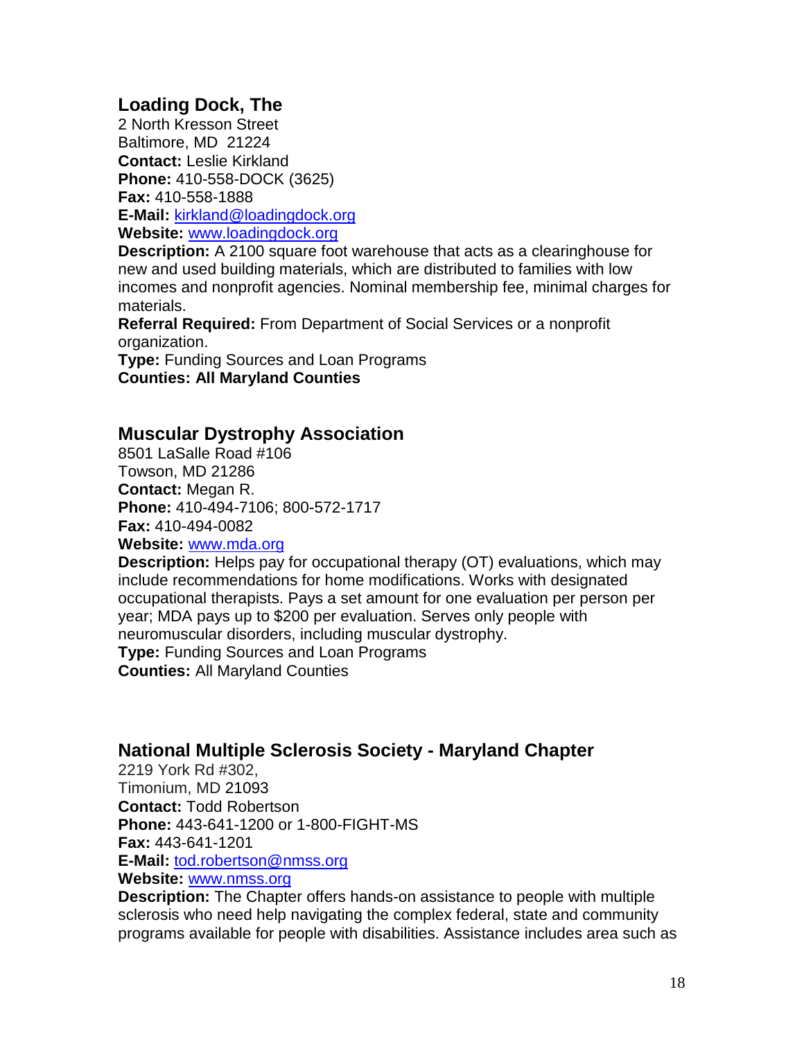## Loading Dock, The

2 North Kresson Street
Baltimore, MD 21224
**Contact:** Leslie Kirkland
**Phone:** 410-558-DOCK (3625)
**Fax:** 410-558-1888
**E-Mail:** kirkland@loadingdock.org
**Website:** www.loadingdock.org
**Description:** A 2100 square foot warehouse that acts as a clearinghouse for new and used building materials, which are distributed to families with low incomes and nonprofit agencies. Nominal membership fee, minimal charges for materials.
**Referral Required:** From Department of Social Services or a nonprofit organization.
**Type:** Funding Sources and Loan Programs
**Counties: All Maryland Counties**

## Muscular Dystrophy Association

8501 LaSalle Road #106
Towson, MD 21286
**Contact:** Megan R.
**Phone:** 410-494-7106; 800-572-1717
**Fax:** 410-494-0082
**Website:** www.mda.org
**Description:** Helps pay for occupational therapy (OT) evaluations, which may include recommendations for home modifications. Works with designated occupational therapists. Pays a set amount for one evaluation per person per year; MDA pays up to $200 per evaluation. Serves only people with neuromuscular disorders, including muscular dystrophy.
**Type:** Funding Sources and Loan Programs
**Counties:** All Maryland Counties

## National Multiple Sclerosis Society - Maryland Chapter

2219 York Rd #302,
Timonium, MD 21093
**Contact:** Todd Robertson
**Phone:** 443-641-1200 or 1-800-FIGHT-MS
**Fax:** 443-641-1201
**E-Mail:** tod.robertson@nmss.org
**Website:** www.nmss.org
**Description:** The Chapter offers hands-on assistance to people with multiple sclerosis who need help navigating the complex federal, state and community programs available for people with disabilities. Assistance includes area such as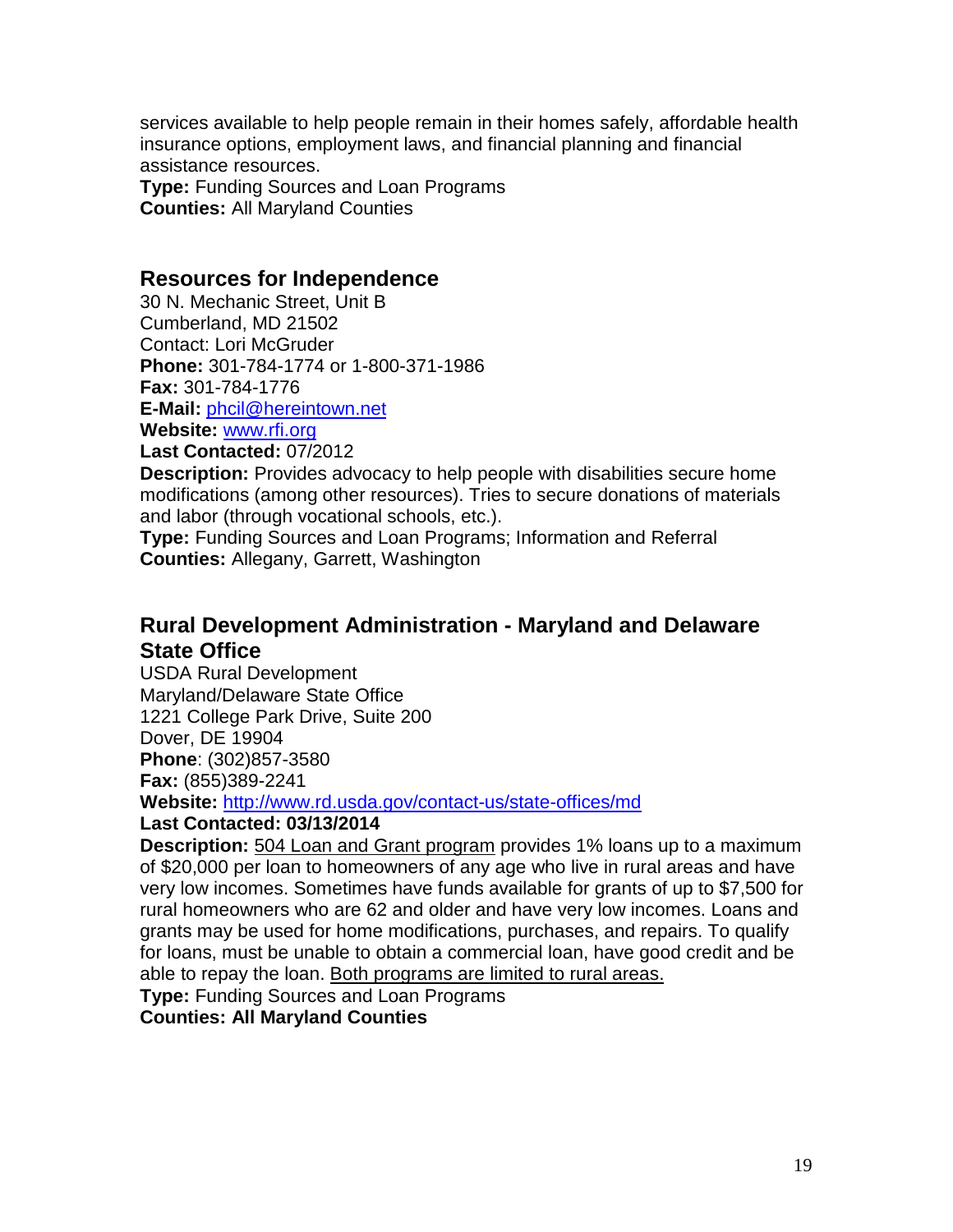services available to help people remain in their homes safely, affordable health insurance options, employment laws, and financial planning and financial assistance resources.
**Type:** Funding Sources and Loan Programs
**Counties:** All Maryland Counties

## Resources for Independence

30 N. Mechanic Street, Unit B
Cumberland, MD 21502
Contact: Lori McGruder
**Phone:** 301-784-1774 or 1-800-371-1986
**Fax:** 301-784-1776
**E-Mail:** phcil@hereintown.net
**Website:** www.rfi.org
**Last Contacted:** 07/2012
**Description:** Provides advocacy to help people with disabilities secure home modifications (among other resources). Tries to secure donations of materials and labor (through vocational schools, etc.).
**Type:** Funding Sources and Loan Programs; Information and Referral
**Counties:** Allegany, Garrett, Washington

## Rural Development Administration - Maryland and Delaware State Office

USDA Rural Development
Maryland/Delaware State Office
1221 College Park Drive, Suite 200
Dover, DE 19904
**Phone**: (302)857-3580
**Fax:** (855)389-2241
**Website:** http://www.rd.usda.gov/contact-us/state-offices/md
**Last Contacted: 03/13/2014**
**Description:** 504 Loan and Grant program provides 1% loans up to a maximum of $20,000 per loan to homeowners of any age who live in rural areas and have very low incomes. Sometimes have funds available for grants of up to $7,500 for rural homeowners who are 62 and older and have very low incomes. Loans and grants may be used for home modifications, purchases, and repairs. To qualify for loans, must be unable to obtain a commercial loan, have good credit and be able to repay the loan. Both programs are limited to rural areas.
**Type:** Funding Sources and Loan Programs
**Counties: All Maryland Counties**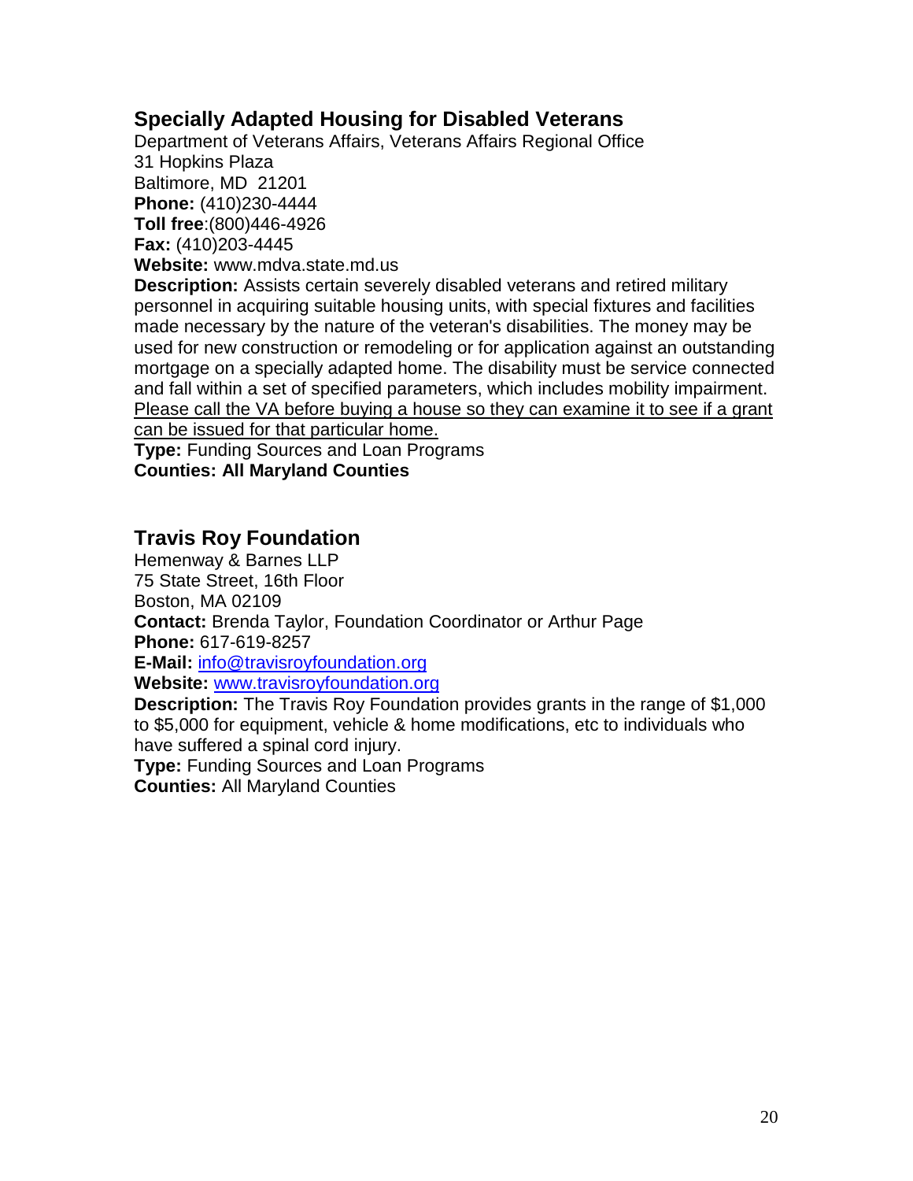## Specially Adapted Housing for Disabled Veterans

Department of Veterans Affairs, Veterans Affairs Regional Office
31 Hopkins Plaza
Baltimore, MD 21201
**Phone:** (410)230-4444
**Toll free**:(800)446-4926
**Fax:** (410)203-4445
**Website:** www.mdva.state.md.us
**Description:** Assists certain severely disabled veterans and retired military personnel in acquiring suitable housing units, with special fixtures and facilities made necessary by the nature of the veteran's disabilities. The money may be used for new construction or remodeling or for application against an outstanding mortgage on a specially adapted home. The disability must be service connected and fall within a set of specified parameters, which includes mobility impairment. <u>Please call the VA before buying a house so they can examine it to see if a grant can be issued for that particular home.</u>
**Type:** Funding Sources and Loan Programs
**Counties: All Maryland Counties**

## Travis Roy Foundation

Hemenway & Barnes LLP
75 State Street, 16th Floor
Boston, MA 02109
**Contact:** Brenda Taylor, Foundation Coordinator or Arthur Page
**Phone:** 617-619-8257
**E-Mail:** info@travisroyfoundation.org
**Website:** www.travisroyfoundation.org
**Description:** The Travis Roy Foundation provides grants in the range of $1,000 to $5,000 for equipment, vehicle & home modifications, etc to individuals who have suffered a spinal cord injury.
**Type:** Funding Sources and Loan Programs
**Counties:** All Maryland Counties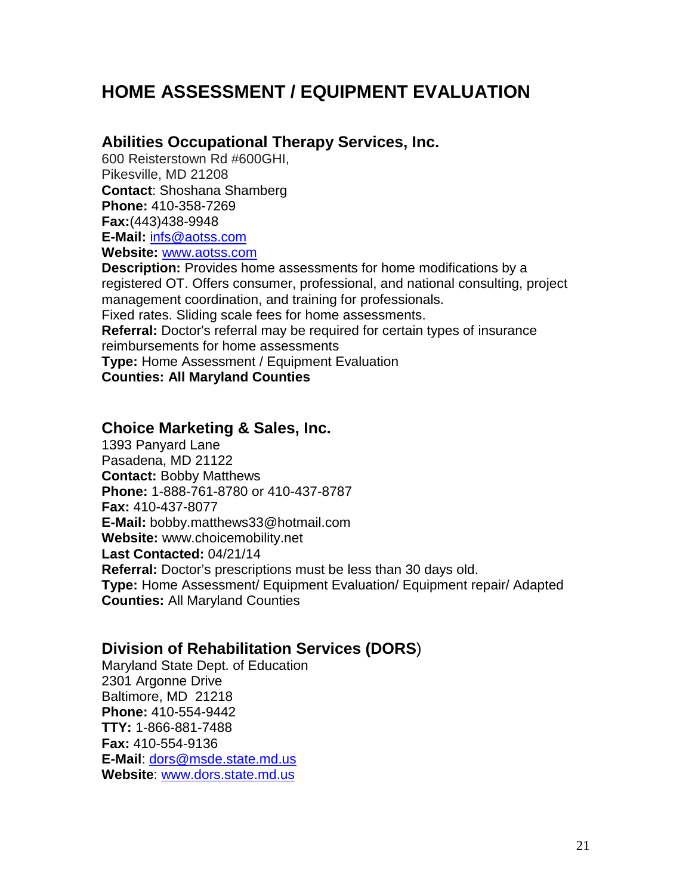# HOME ASSESSMENT / EQUIPMENT EVALUATION

## Abilities Occupational Therapy Services, Inc.

600 Reisterstown Rd #600GHI,
Pikesville, MD 21208
**Contact**: Shoshana Shamberg
**Phone:** 410-358-7269
**Fax:**(443)438-9948
**E-Mail:** infs@aotss.com
**Website:** www.aotss.com
**Description:** Provides home assessments for home modifications by a registered OT. Offers consumer, professional, and national consulting, project management coordination, and training for professionals.
Fixed rates. Sliding scale fees for home assessments.
**Referral:** Doctor's referral may be required for certain types of insurance reimbursements for home assessments
**Type:** Home Assessment / Equipment Evaluation
**Counties: All Maryland Counties**

## Choice Marketing & Sales, Inc.

1393 Panyard Lane
Pasadena, MD 21122
**Contact:** Bobby Matthews
**Phone:** 1-888-761-8780 or 410-437-8787
**Fax:** 410-437-8077
**E-Mail:** bobby.matthews33@hotmail.com
**Website:** www.choicemobility.net
**Last Contacted:** 04/21/14
**Referral:** Doctor's prescriptions must be less than 30 days old.
**Type:** Home Assessment/ Equipment Evaluation/ Equipment repair/ Adapted
**Counties:** All Maryland Counties

## Division of Rehabilitation Services (DORS)

Maryland State Dept. of Education
2301 Argonne Drive
Baltimore, MD 21218
**Phone:** 410-554-9442
**TTY:** 1-866-881-7488
**Fax:** 410-554-9136
**E-Mail**: dors@msde.state.md.us
**Website**: www.dors.state.md.us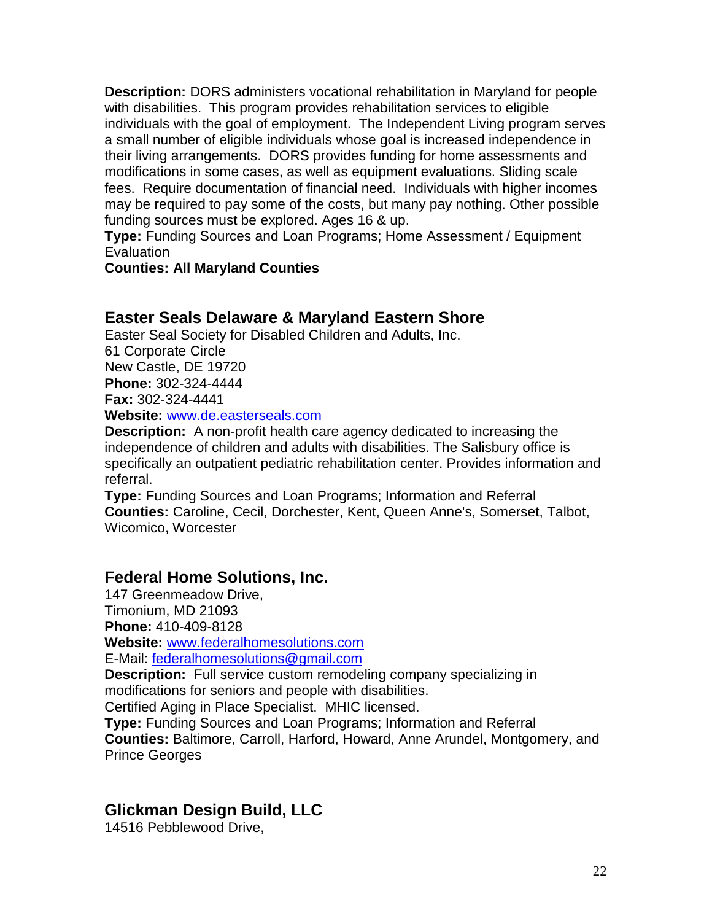**Description:** DORS administers vocational rehabilitation in Maryland for people with disabilities. This program provides rehabilitation services to eligible individuals with the goal of employment. The Independent Living program serves a small number of eligible individuals whose goal is increased independence in their living arrangements. DORS provides funding for home assessments and modifications in some cases, as well as equipment evaluations. Sliding scale fees. Require documentation of financial need. Individuals with higher incomes may be required to pay some of the costs, but many pay nothing. Other possible funding sources must be explored. Ages 16 & up.
**Type:** Funding Sources and Loan Programs; Home Assessment / Equipment Evaluation
**Counties: All Maryland Counties**

## Easter Seals Delaware & Maryland Eastern Shore

Easter Seal Society for Disabled Children and Adults, Inc.
61 Corporate Circle
New Castle, DE 19720
**Phone:** 302-324-4444
**Fax:** 302-324-4441
**Website:** [www.de.easterseals.com](http://www.de.easterseals.com)
**Description:** A non-profit health care agency dedicated to increasing the independence of children and adults with disabilities. The Salisbury office is specifically an outpatient pediatric rehabilitation center. Provides information and referral.
**Type:** Funding Sources and Loan Programs; Information and Referral
**Counties:** Caroline, Cecil, Dorchester, Kent, Queen Anne's, Somerset, Talbot, Wicomico, Worcester

## Federal Home Solutions, Inc.

147 Greenmeadow Drive,
Timonium, MD 21093
**Phone:** 410-409-8128
**Website:** [www.federalhomesolutions.com](http://www.federalhomesolutions.com)
E-Mail: [federalhomesolutions@gmail.com](mailto:federalhomesolutions@gmail.com)
**Description:** Full service custom remodeling company specializing in modifications for seniors and people with disabilities.
Certified Aging in Place Specialist. MHIC licensed.
**Type:** Funding Sources and Loan Programs; Information and Referral
**Counties:** Baltimore, Carroll, Harford, Howard, Anne Arundel, Montgomery, and Prince Georges

## Glickman Design Build, LLC

14516 Pebblewood Drive,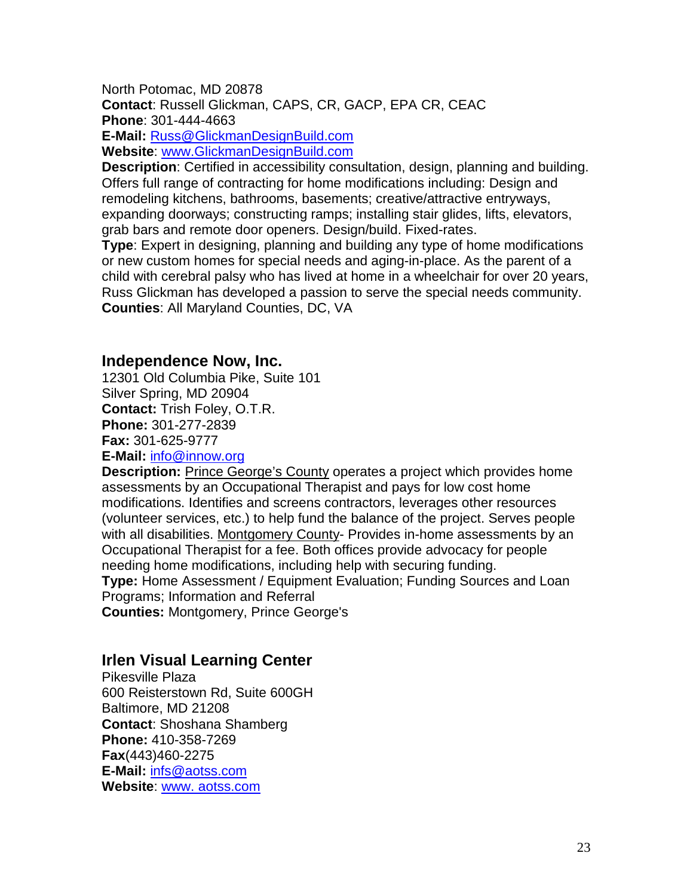North Potomac, MD 20878
**Contact**: Russell Glickman, CAPS, CR, GACP, EPA CR, CEAC
**Phone**: 301-444-4663
**E-Mail:** Russ@GlickmanDesignBuild.com
**Website**: www.GlickmanDesignBuild.com
**Description**: Certified in accessibility consultation, design, planning and building. Offers full range of contracting for home modifications including: Design and remodeling kitchens, bathrooms, basements; creative/attractive entryways, expanding doorways; constructing ramps; installing stair glides, lifts, elevators, grab bars and remote door openers. Design/build. Fixed-rates.
**Type**: Expert in designing, planning and building any type of home modifications or new custom homes for special needs and aging-in-place. As the parent of a child with cerebral palsy who has lived at home in a wheelchair for over 20 years, Russ Glickman has developed a passion to serve the special needs community.
**Counties**: All Maryland Counties, DC, VA

## Independence Now, Inc.

12301 Old Columbia Pike, Suite 101
Silver Spring, MD 20904
**Contact:** Trish Foley, O.T.R.
**Phone:** 301-277-2839
**Fax:** 301-625-9777
**E-Mail:** info@innow.org
**Description:** Prince George's County operates a project which provides home assessments by an Occupational Therapist and pays for low cost home modifications. Identifies and screens contractors, leverages other resources (volunteer services, etc.) to help fund the balance of the project. Serves people with all disabilities. Montgomery County- Provides in-home assessments by an Occupational Therapist for a fee. Both offices provide advocacy for people needing home modifications, including help with securing funding.
**Type:** Home Assessment / Equipment Evaluation; Funding Sources and Loan Programs; Information and Referral
**Counties:** Montgomery, Prince George's

## Irlen Visual Learning Center

Pikesville Plaza
600 Reisterstown Rd, Suite 600GH
Baltimore, MD 21208
**Contact**: Shoshana Shamberg
**Phone:** 410-358-7269
**Fax**(443)460-2275
**E-Mail:** infs@aotss.com
**Website**: www. aotss.com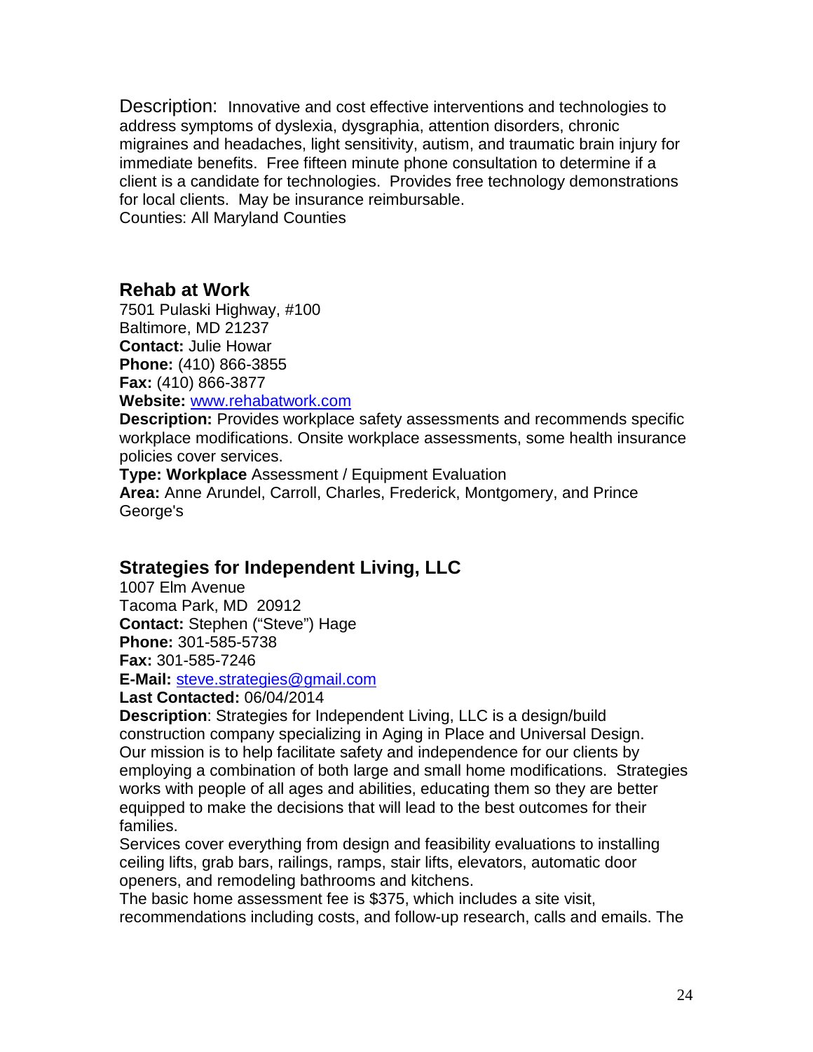Description: Innovative and cost effective interventions and technologies to address symptoms of dyslexia, dysgraphia, attention disorders, chronic migraines and headaches, light sensitivity, autism, and traumatic brain injury for immediate benefits. Free fifteen minute phone consultation to determine if a client is a candidate for technologies. Provides free technology demonstrations for local clients. May be insurance reimbursable.
Counties: All Maryland Counties

## Rehab at Work

7501 Pulaski Highway, #100
Baltimore, MD 21237
**Contact:** Julie Howar
**Phone:** (410) 866-3855
**Fax:** (410) 866-3877
**Website:** www.rehabatwork.com
**Description:** Provides workplace safety assessments and recommends specific workplace modifications. Onsite workplace assessments, some health insurance policies cover services.
**Type: Workplace** Assessment / Equipment Evaluation
**Area:** Anne Arundel, Carroll, Charles, Frederick, Montgomery, and Prince George's

## Strategies for Independent Living, LLC

1007 Elm Avenue
Tacoma Park, MD 20912
**Contact:** Stephen ("Steve") Hage
**Phone:** 301-585-5738
**Fax:** 301-585-7246
**E-Mail:** steve.strategies@gmail.com
**Last Contacted:** 06/04/2014
**Description**: Strategies for Independent Living, LLC is a design/build construction company specializing in Aging in Place and Universal Design. Our mission is to help facilitate safety and independence for our clients by employing a combination of both large and small home modifications. Strategies works with people of all ages and abilities, educating them so they are better equipped to make the decisions that will lead to the best outcomes for their families.
Services cover everything from design and feasibility evaluations to installing ceiling lifts, grab bars, railings, ramps, stair lifts, elevators, automatic door openers, and remodeling bathrooms and kitchens.
The basic home assessment fee is $375, which includes a site visit, recommendations including costs, and follow-up research, calls and emails. The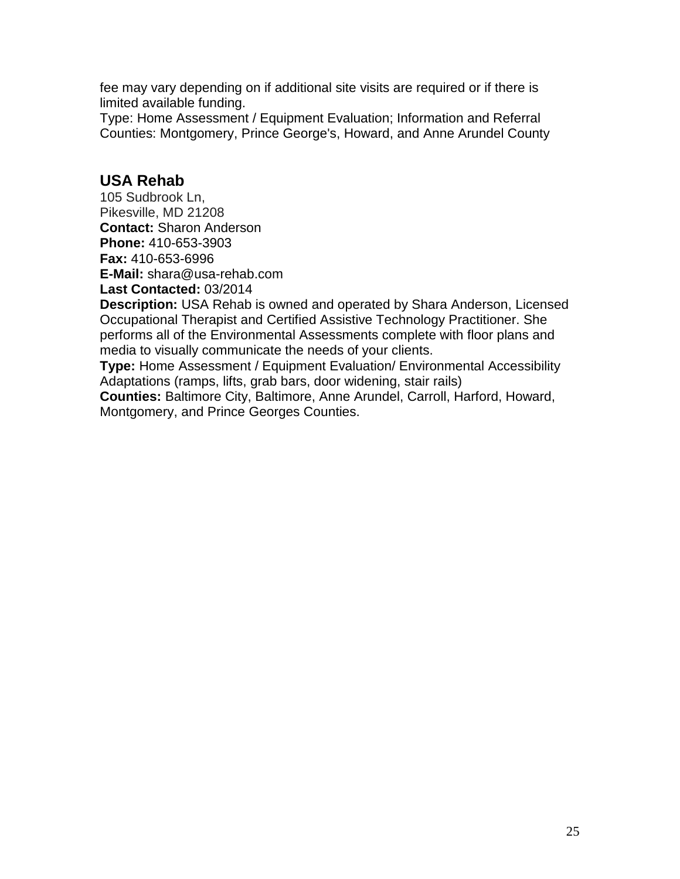fee may vary depending on if additional site visits are required or if there is limited available funding.
Type: Home Assessment / Equipment Evaluation; Information and Referral
Counties: Montgomery, Prince George's, Howard, and Anne Arundel County

## USA Rehab

105 Sudbrook Ln,
Pikesville, MD 21208
**Contact:** Sharon Anderson
**Phone:** 410-653-3903
**Fax:** 410-653-6996
**E-Mail:** shara@usa-rehab.com
**Last Contacted:** 03/2014
**Description:** USA Rehab is owned and operated by Shara Anderson, Licensed Occupational Therapist and Certified Assistive Technology Practitioner. She performs all of the Environmental Assessments complete with floor plans and media to visually communicate the needs of your clients.
**Type:** Home Assessment / Equipment Evaluation/ Environmental Accessibility Adaptations (ramps, lifts, grab bars, door widening, stair rails)
**Counties:** Baltimore City, Baltimore, Anne Arundel, Carroll, Harford, Howard, Montgomery, and Prince Georges Counties.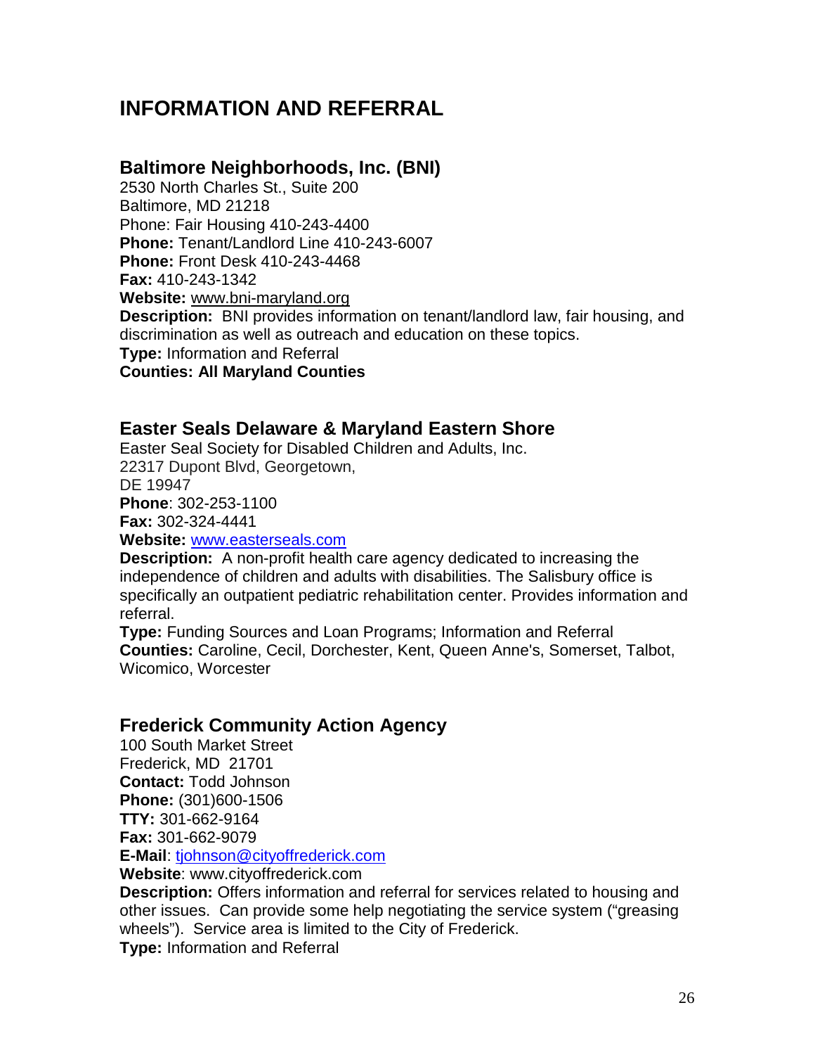# INFORMATION AND REFERRAL

## Baltimore Neighborhoods, Inc. (BNI)

2530 North Charles St., Suite 200
Baltimore, MD 21218
Phone: Fair Housing 410-243-4400
**Phone:** Tenant/Landlord Line 410-243-6007
**Phone:** Front Desk 410-243-4468
**Fax:** 410-243-1342
**Website:** www.bni-maryland.org
**Description:** BNI provides information on tenant/landlord law, fair housing, and discrimination as well as outreach and education on these topics.
**Type:** Information and Referral
**Counties: All Maryland Counties**

## Easter Seals Delaware & Maryland Eastern Shore

Easter Seal Society for Disabled Children and Adults, Inc.
22317 Dupont Blvd, Georgetown,
DE 19947
**Phone**: 302-253-1100
**Fax:** 302-324-4441
**Website:** www.easterseals.com
**Description:** A non-profit health care agency dedicated to increasing the independence of children and adults with disabilities. The Salisbury office is specifically an outpatient pediatric rehabilitation center. Provides information and referral.
**Type:** Funding Sources and Loan Programs; Information and Referral
**Counties:** Caroline, Cecil, Dorchester, Kent, Queen Anne's, Somerset, Talbot, Wicomico, Worcester

## Frederick Community Action Agency

100 South Market Street
Frederick, MD 21701
**Contact:** Todd Johnson
**Phone:** (301)600-1506
**TTY:** 301-662-9164
**Fax:** 301-662-9079
**E-Mail**: tjohnson@cityoffrederick.com
**Website**: www.cityoffrederick.com
**Description:** Offers information and referral for services related to housing and other issues. Can provide some help negotiating the service system ("greasing wheels"). Service area is limited to the City of Frederick.
**Type:** Information and Referral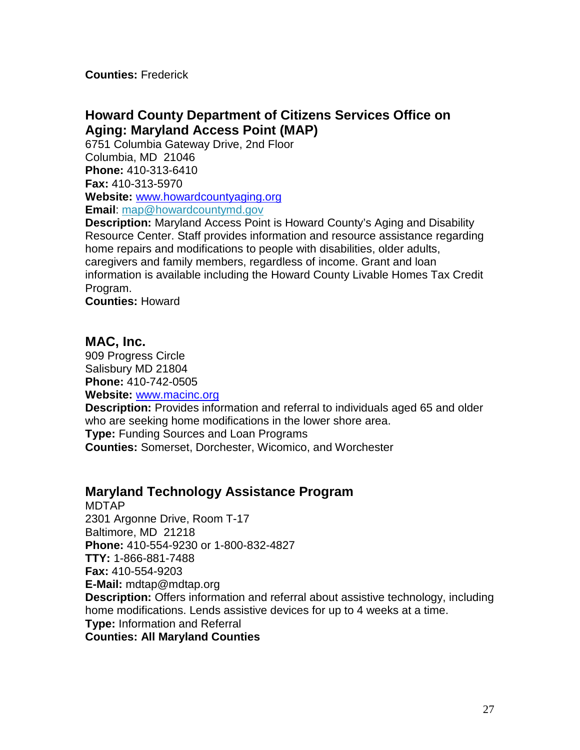**Counties:** Frederick

## Howard County Department of Citizens Services Office on Aging: Maryland Access Point (MAP)

6751 Columbia Gateway Drive, 2nd Floor
Columbia, MD 21046
**Phone:** 410-313-6410
**Fax:** 410-313-5970
**Website:** [www.howardcountyaging.org](http://www.howardcountyaging.org)
**Email**: [map@howardcountymd.gov](mailto:map@howardcountymd.gov)
**Description:** Maryland Access Point is Howard County's Aging and Disability Resource Center. Staff provides information and resource assistance regarding home repairs and modifications to people with disabilities, older adults, caregivers and family members, regardless of income. Grant and loan information is available including the Howard County Livable Homes Tax Credit Program.
**Counties:** Howard

## MAC, Inc.

909 Progress Circle
Salisbury MD 21804
**Phone:** 410-742-0505
**Website:** [www.macinc.org](http://www.macinc.org)
**Description:** Provides information and referral to individuals aged 65 and older who are seeking home modifications in the lower shore area.
**Type:** Funding Sources and Loan Programs
**Counties:** Somerset, Dorchester, Wicomico, and Worchester

## Maryland Technology Assistance Program

MDTAP
2301 Argonne Drive, Room T-17
Baltimore, MD 21218
**Phone:** 410-554-9230 or 1-800-832-4827
**TTY:** 1-866-881-7488
**Fax:** 410-554-9203
**E-Mail:** mdtap@mdtap.org
**Description:** Offers information and referral about assistive technology, including home modifications. Lends assistive devices for up to 4 weeks at a time.
**Type:** Information and Referral
**Counties: All Maryland Counties**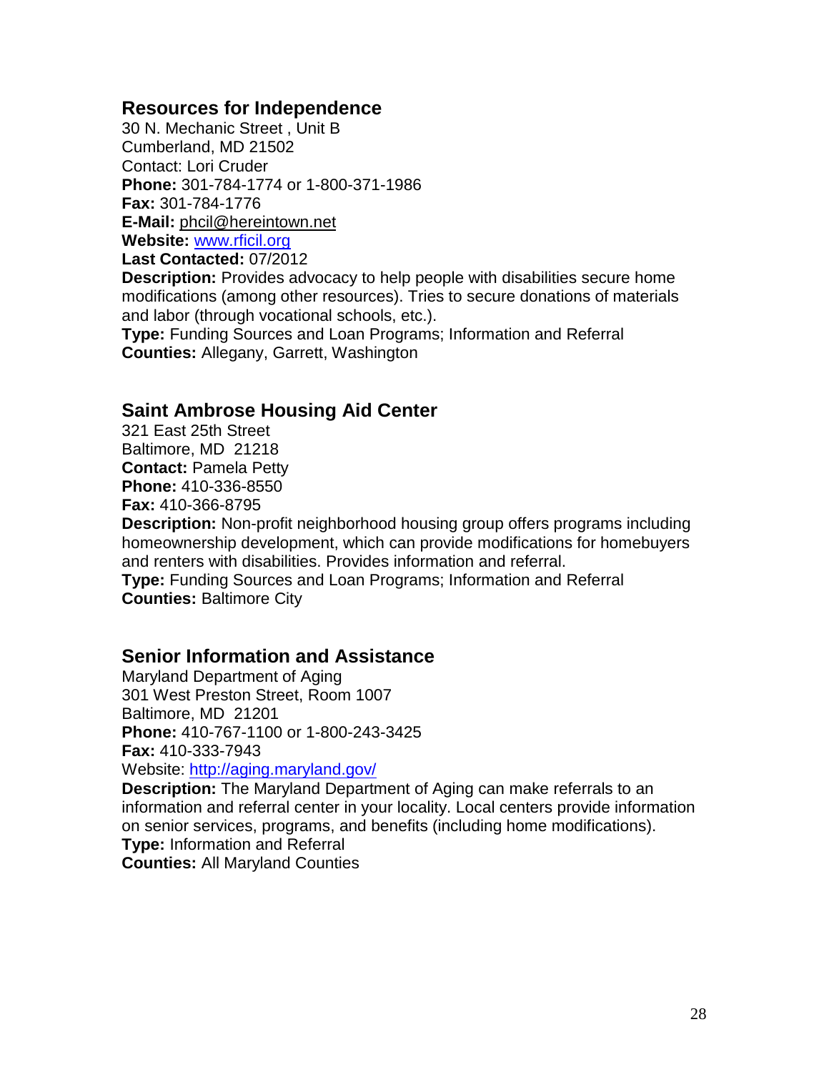## Resources for Independence

30 N. Mechanic Street , Unit B
Cumberland, MD 21502
Contact: Lori Cruder
**Phone:** 301-784-1774 or 1-800-371-1986
**Fax:** 301-784-1776
**E-Mail:** phcil@hereintown.net
**Website:** www.rficil.org
**Last Contacted:** 07/2012
**Description:** Provides advocacy to help people with disabilities secure home modifications (among other resources). Tries to secure donations of materials and labor (through vocational schools, etc.).
**Type:** Funding Sources and Loan Programs; Information and Referral
**Counties:** Allegany, Garrett, Washington

## Saint Ambrose Housing Aid Center

321 East 25th Street
Baltimore, MD 21218
**Contact:** Pamela Petty
**Phone:** 410-336-8550
**Fax:** 410-366-8795
**Description:** Non-profit neighborhood housing group offers programs including homeownership development, which can provide modifications for homebuyers and renters with disabilities. Provides information and referral.
**Type:** Funding Sources and Loan Programs; Information and Referral
**Counties:** Baltimore City

## Senior Information and Assistance

Maryland Department of Aging
301 West Preston Street, Room 1007
Baltimore, MD 21201
**Phone:** 410-767-1100 or 1-800-243-3425
**Fax:** 410-333-7943
Website: http://aging.maryland.gov/
**Description:** The Maryland Department of Aging can make referrals to an information and referral center in your locality. Local centers provide information on senior services, programs, and benefits (including home modifications).
**Type:** Information and Referral
**Counties:** All Maryland Counties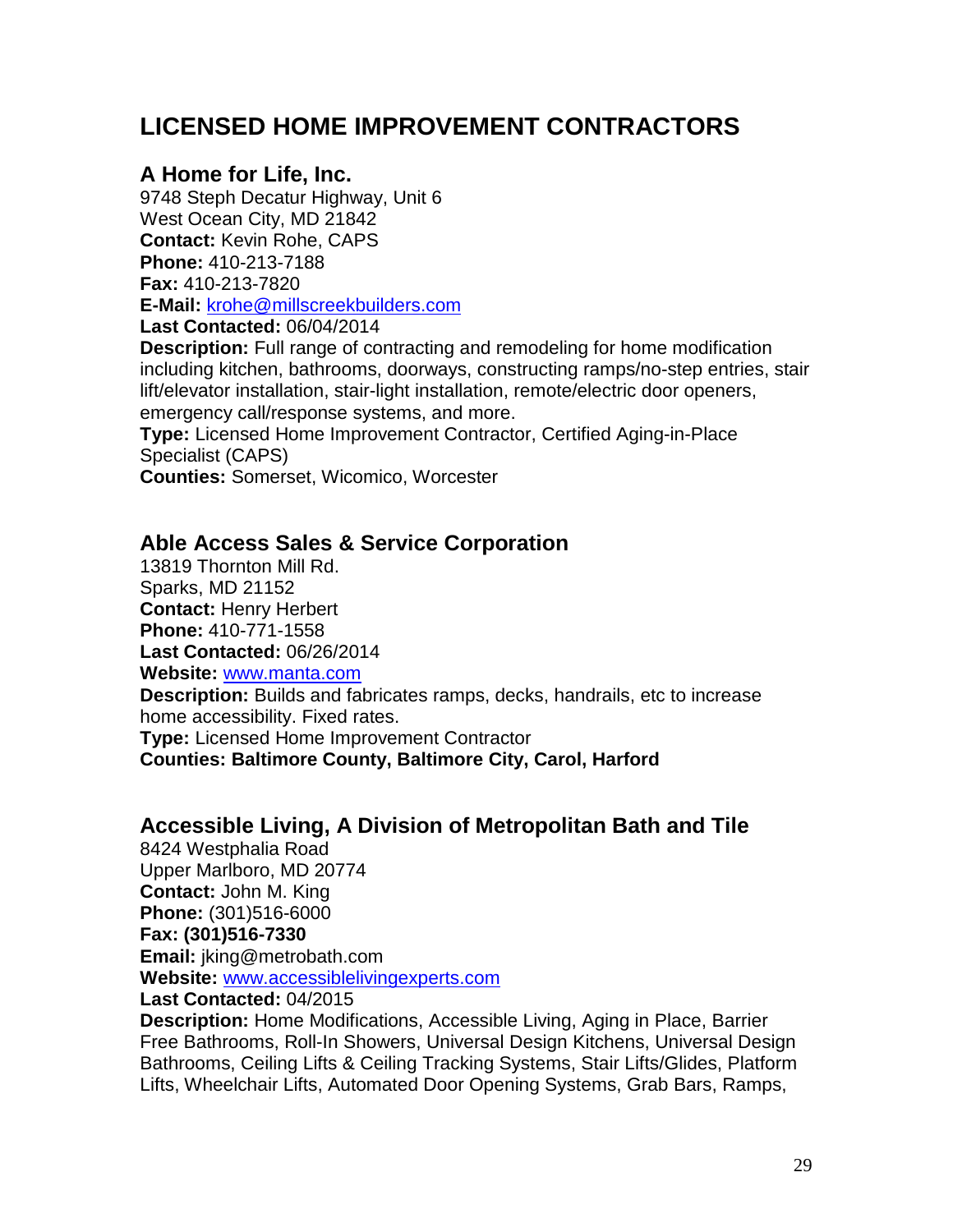# LICENSED HOME IMPROVEMENT CONTRACTORS

## A Home for Life, Inc.

9748 Steph Decatur Highway, Unit 6
West Ocean City, MD 21842
**Contact:** Kevin Rohe, CAPS
**Phone:** 410-213-7188
**Fax:** 410-213-7820
**E-Mail:** krohe@millscreekbuilders.com
**Last Contacted:** 06/04/2014
**Description:** Full range of contracting and remodeling for home modification including kitchen, bathrooms, doorways, constructing ramps/no-step entries, stair lift/elevator installation, stair-light installation, remote/electric door openers, emergency call/response systems, and more.
**Type:** Licensed Home Improvement Contractor, Certified Aging-in-Place Specialist (CAPS)
**Counties:** Somerset, Wicomico, Worcester

## Able Access Sales & Service Corporation

13819 Thornton Mill Rd.
Sparks, MD 21152
**Contact:** Henry Herbert
**Phone:** 410-771-1558
**Last Contacted:** 06/26/2014
**Website:** www.manta.com
**Description:** Builds and fabricates ramps, decks, handrails, etc to increase home accessibility. Fixed rates.
**Type:** Licensed Home Improvement Contractor
**Counties: Baltimore County, Baltimore City, Carol, Harford**

## Accessible Living, A Division of Metropolitan Bath and Tile

8424 Westphalia Road
Upper Marlboro, MD 20774
**Contact:** John M. King
**Phone:** (301)516-6000
**Fax: (301)516-7330**
**Email:** jking@metrobath.com
**Website:** www.accessiblelivingexperts.com
**Last Contacted:** 04/2015
**Description:** Home Modifications, Accessible Living, Aging in Place, Barrier Free Bathrooms, Roll-In Showers, Universal Design Kitchens, Universal Design Bathrooms, Ceiling Lifts & Ceiling Tracking Systems, Stair Lifts/Glides, Platform Lifts, Wheelchair Lifts, Automated Door Opening Systems, Grab Bars, Ramps,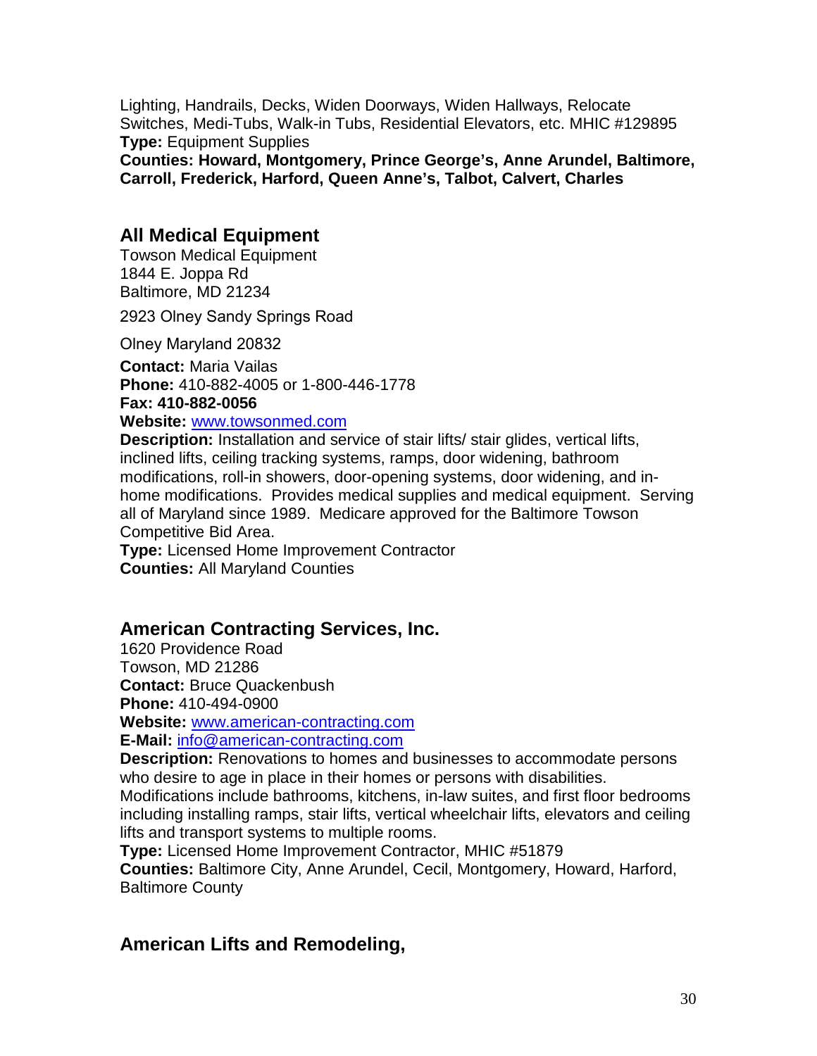Lighting, Handrails, Decks, Widen Doorways, Widen Hallways, Relocate Switches, Medi-Tubs, Walk-in Tubs, Residential Elevators, etc. MHIC #129895
**Type:** Equipment Supplies
**Counties: Howard, Montgomery, Prince George's, Anne Arundel, Baltimore, Carroll, Frederick, Harford, Queen Anne's, Talbot, Calvert, Charles**

## All Medical Equipment

Towson Medical Equipment
1844 E. Joppa Rd
Baltimore, MD 21234

2923 Olney Sandy Springs Road

Olney Maryland 20832

**Contact:** Maria Vailas
**Phone:** 410-882-4005 or 1-800-446-1778
**Fax: 410-882-0056**
**Website:** www.towsonmed.com
**Description:** Installation and service of stair lifts/ stair glides, vertical lifts, inclined lifts, ceiling tracking systems, ramps, door widening, bathroom modifications, roll-in showers, door-opening systems, door widening, and in-home modifications. Provides medical supplies and medical equipment. Serving all of Maryland since 1989. Medicare approved for the Baltimore Towson Competitive Bid Area.
**Type:** Licensed Home Improvement Contractor
**Counties:** All Maryland Counties

## American Contracting Services, Inc.

1620 Providence Road
Towson, MD 21286
**Contact:** Bruce Quackenbush
**Phone:** 410-494-0900
**Website:** www.american-contracting.com
**E-Mail:** info@american-contracting.com
**Description:** Renovations to homes and businesses to accommodate persons who desire to age in place in their homes or persons with disabilities. Modifications include bathrooms, kitchens, in-law suites, and first floor bedrooms including installing ramps, stair lifts, vertical wheelchair lifts, elevators and ceiling lifts and transport systems to multiple rooms.
**Type:** Licensed Home Improvement Contractor, MHIC #51879
**Counties:** Baltimore City, Anne Arundel, Cecil, Montgomery, Howard, Harford, Baltimore County

## American Lifts and Remodeling,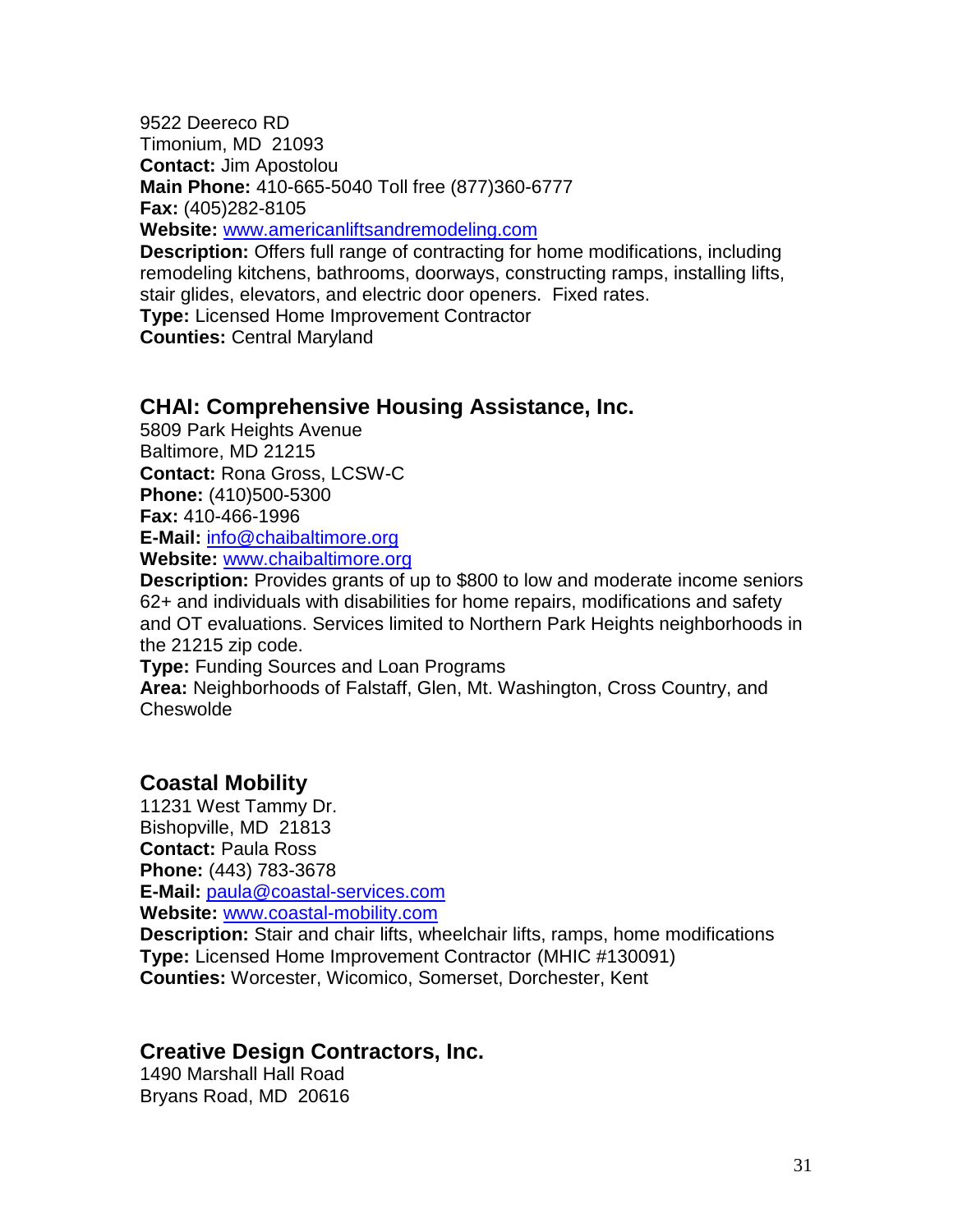9522 Deereco RD
Timonium, MD 21093
**Contact:** Jim Apostolou
**Main Phone:** 410-665-5040 Toll free (877)360-6777
**Fax:** (405)282-8105
**Website:** www.americanliftsandremodeling.com
**Description:** Offers full range of contracting for home modifications, including remodeling kitchens, bathrooms, doorways, constructing ramps, installing lifts, stair glides, elevators, and electric door openers. Fixed rates.
**Type:** Licensed Home Improvement Contractor
**Counties:** Central Maryland

## CHAI: Comprehensive Housing Assistance, Inc.

5809 Park Heights Avenue
Baltimore, MD 21215
**Contact:** Rona Gross, LCSW-C
**Phone:** (410)500-5300
**Fax:** 410-466-1996
**E-Mail:** info@chaibaltimore.org
**Website:** www.chaibaltimore.org
**Description:** Provides grants of up to $800 to low and moderate income seniors 62+ and individuals with disabilities for home repairs, modifications and safety and OT evaluations. Services limited to Northern Park Heights neighborhoods in the 21215 zip code.
**Type:** Funding Sources and Loan Programs
**Area:** Neighborhoods of Falstaff, Glen, Mt. Washington, Cross Country, and Cheswolde

## Coastal Mobility

11231 West Tammy Dr.
Bishopville, MD 21813
**Contact:** Paula Ross
**Phone:** (443) 783-3678
**E-Mail:** paula@coastal-services.com
**Website:** www.coastal-mobility.com
**Description:** Stair and chair lifts, wheelchair lifts, ramps, home modifications
**Type:** Licensed Home Improvement Contractor (MHIC #130091)
**Counties:** Worcester, Wicomico, Somerset, Dorchester, Kent

## Creative Design Contractors, Inc.

1490 Marshall Hall Road
Bryans Road, MD 20616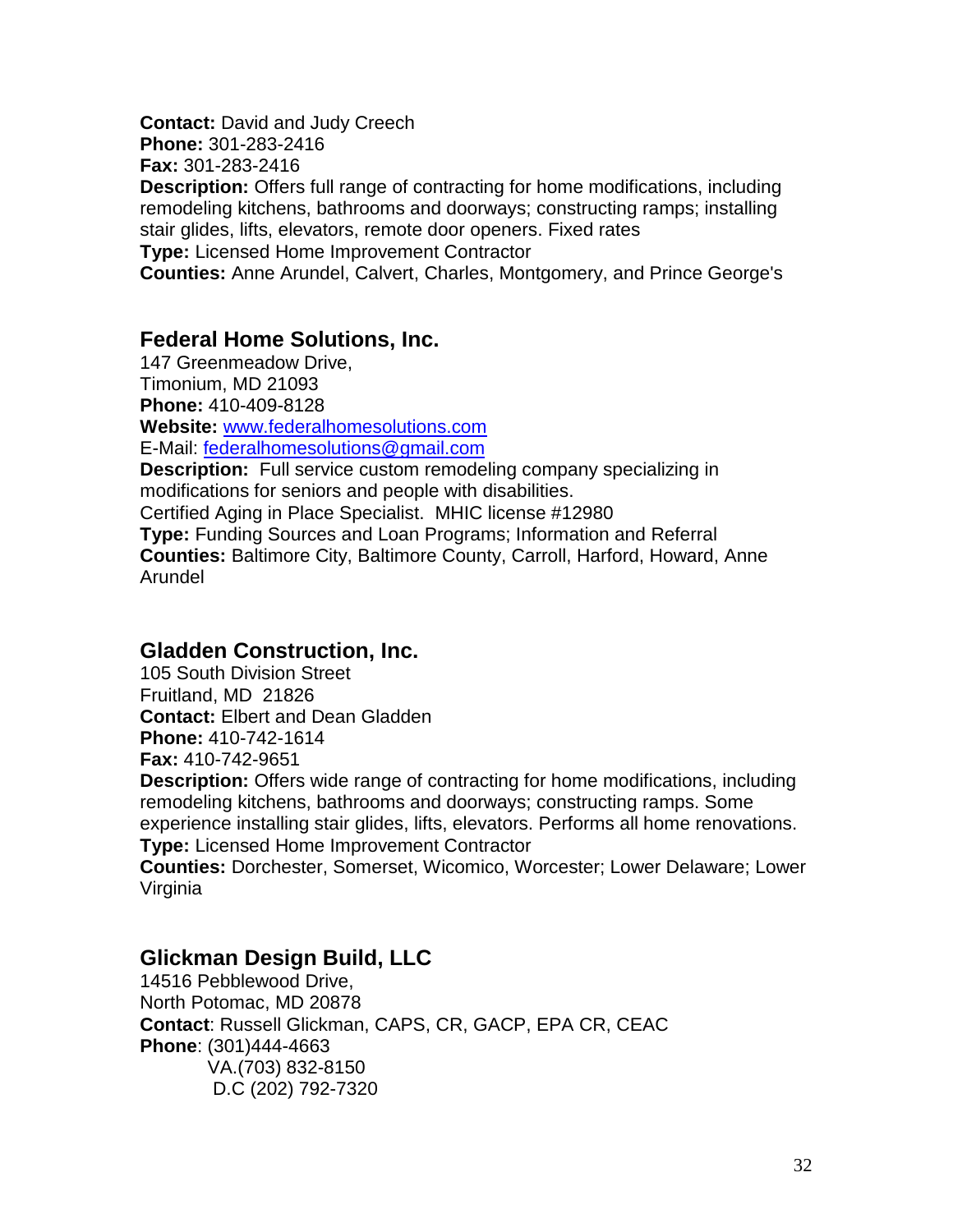**Contact:** David and Judy Creech
**Phone:** 301-283-2416
**Fax:** 301-283-2416
**Description:** Offers full range of contracting for home modifications, including remodeling kitchens, bathrooms and doorways; constructing ramps; installing stair glides, lifts, elevators, remote door openers. Fixed rates
**Type:** Licensed Home Improvement Contractor
**Counties:** Anne Arundel, Calvert, Charles, Montgomery, and Prince George's

## Federal Home Solutions, Inc.

147 Greenmeadow Drive,
Timonium, MD 21093
**Phone:** 410-409-8128
**Website:** www.federalhomesolutions.com
E-Mail: federalhomesolutions@gmail.com
**Description:** Full service custom remodeling company specializing in modifications for seniors and people with disabilities.
Certified Aging in Place Specialist. MHIC license #12980
**Type:** Funding Sources and Loan Programs; Information and Referral
**Counties:** Baltimore City, Baltimore County, Carroll, Harford, Howard, Anne Arundel

## Gladden Construction, Inc.

105 South Division Street
Fruitland, MD 21826
**Contact:** Elbert and Dean Gladden
**Phone:** 410-742-1614
**Fax:** 410-742-9651
**Description:** Offers wide range of contracting for home modifications, including remodeling kitchens, bathrooms and doorways; constructing ramps. Some experience installing stair glides, lifts, elevators. Performs all home renovations.
**Type:** Licensed Home Improvement Contractor
**Counties:** Dorchester, Somerset, Wicomico, Worcester; Lower Delaware; Lower Virginia

## Glickman Design Build, LLC

14516 Pebblewood Drive,
North Potomac, MD 20878
**Contact**: Russell Glickman, CAPS, CR, GACP, EPA CR, CEAC
**Phone**: (301)444-4663
VA.(703) 832-8150
D.C (202) 792-7320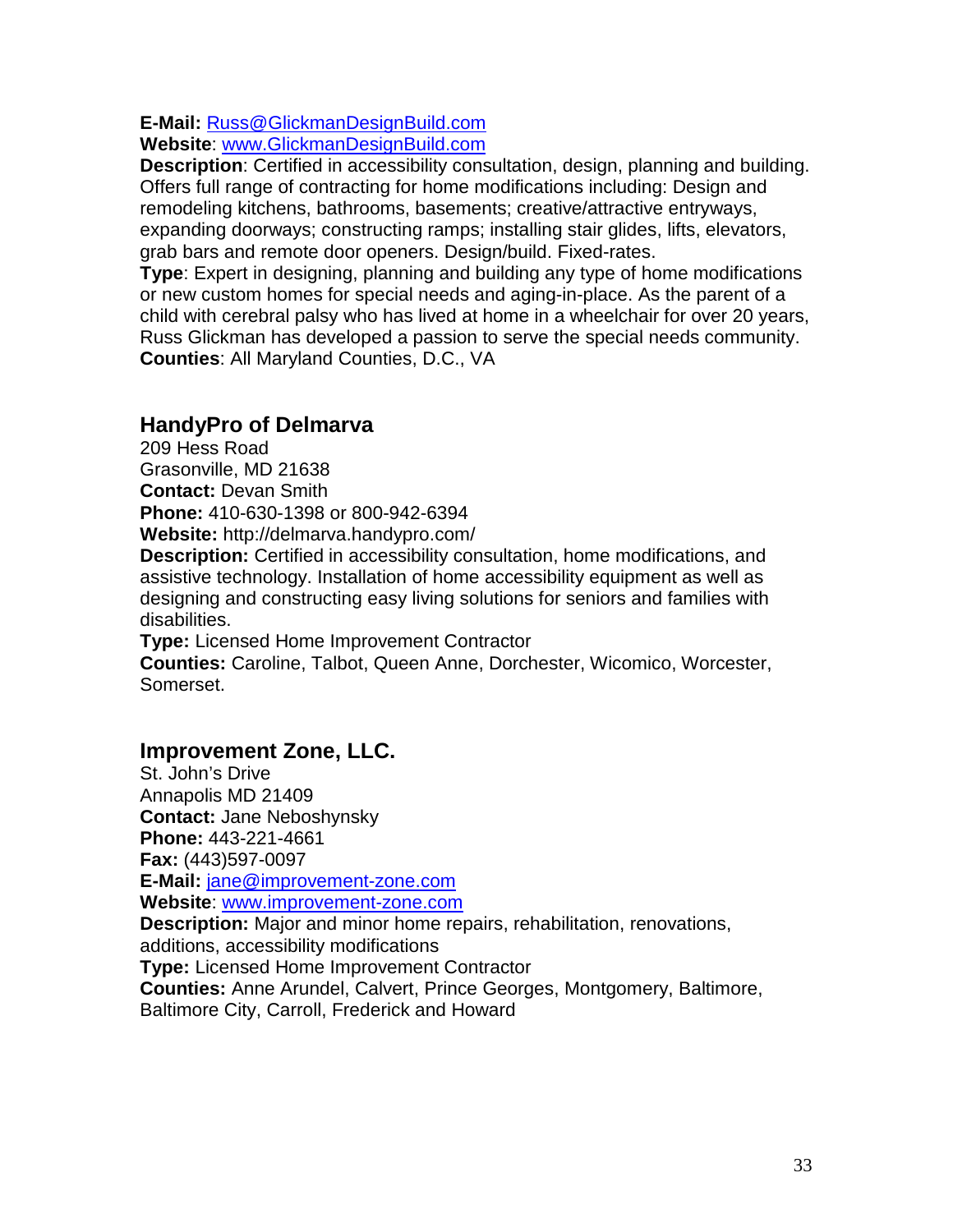**E-Mail:** Russ@GlickmanDesignBuild.com
**Website**: www.GlickmanDesignBuild.com
**Description**: Certified in accessibility consultation, design, planning and building. Offers full range of contracting for home modifications including: Design and remodeling kitchens, bathrooms, basements; creative/attractive entryways, expanding doorways; constructing ramps; installing stair glides, lifts, elevators, grab bars and remote door openers. Design/build. Fixed-rates.
**Type**: Expert in designing, planning and building any type of home modifications or new custom homes for special needs and aging-in-place. As the parent of a child with cerebral palsy who has lived at home in a wheelchair for over 20 years, Russ Glickman has developed a passion to serve the special needs community.
**Counties**: All Maryland Counties, D.C., VA

## HandyPro of Delmarva

209 Hess Road
Grasonville, MD 21638
**Contact:** Devan Smith
**Phone:** 410-630-1398 or 800-942-6394
**Website:** http://delmarva.handypro.com/
**Description:** Certified in accessibility consultation, home modifications, and assistive technology. Installation of home accessibility equipment as well as designing and constructing easy living solutions for seniors and families with disabilities.
**Type:** Licensed Home Improvement Contractor
**Counties:** Caroline, Talbot, Queen Anne, Dorchester, Wicomico, Worcester, Somerset.

## Improvement Zone, LLC.

St. John's Drive
Annapolis MD 21409
**Contact:** Jane Neboshynsky
**Phone:** 443-221-4661
**Fax:** (443)597-0097
**E-Mail:** jane@improvement-zone.com
**Website**: www.improvement-zone.com
**Description:** Major and minor home repairs, rehabilitation, renovations, additions, accessibility modifications
**Type:** Licensed Home Improvement Contractor
**Counties:** Anne Arundel, Calvert, Prince Georges, Montgomery, Baltimore, Baltimore City, Carroll, Frederick and Howard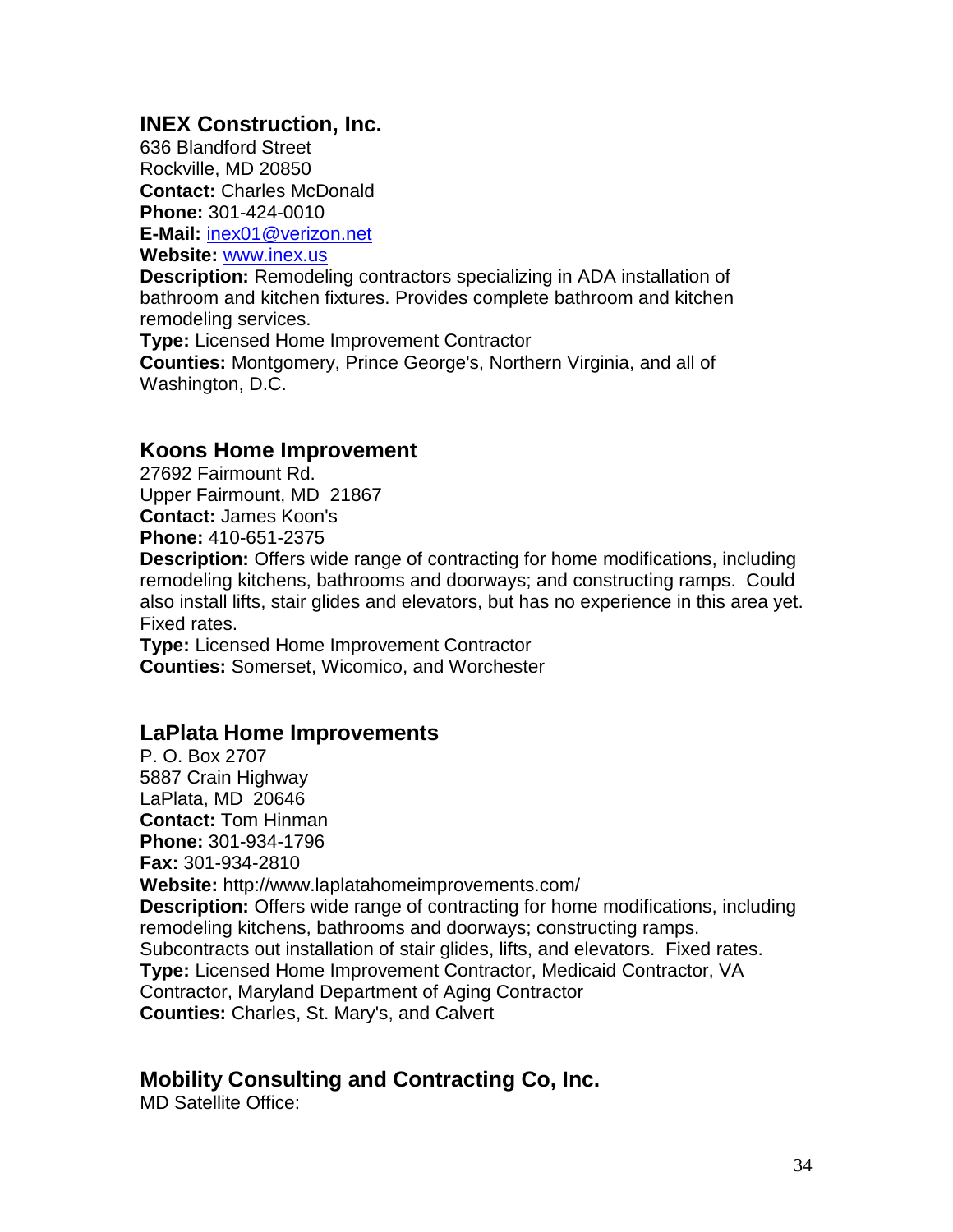### INEX Construction, Inc.

636 Blandford Street
Rockville, MD 20850
**Contact:** Charles McDonald
**Phone:** 301-424-0010
**E-Mail:** inex01@verizon.net
**Website:** www.inex.us
**Description:** Remodeling contractors specializing in ADA installation of bathroom and kitchen fixtures. Provides complete bathroom and kitchen remodeling services.
**Type:** Licensed Home Improvement Contractor
**Counties:** Montgomery, Prince George's, Northern Virginia, and all of Washington, D.C.

### Koons Home Improvement

27692 Fairmount Rd.
Upper Fairmount, MD 21867
**Contact:** James Koon's
**Phone:** 410-651-2375
**Description:** Offers wide range of contracting for home modifications, including remodeling kitchens, bathrooms and doorways; and constructing ramps. Could also install lifts, stair glides and elevators, but has no experience in this area yet. Fixed rates.
**Type:** Licensed Home Improvement Contractor
**Counties:** Somerset, Wicomico, and Worchester

### LaPlata Home Improvements

P. O. Box 2707
5887 Crain Highway
LaPlata, MD 20646
**Contact:** Tom Hinman
**Phone:** 301-934-1796
**Fax:** 301-934-2810
**Website:** http://www.laplatahomeimprovements.com/
**Description:** Offers wide range of contracting for home modifications, including remodeling kitchens, bathrooms and doorways; constructing ramps. Subcontracts out installation of stair glides, lifts, and elevators. Fixed rates.
**Type:** Licensed Home Improvement Contractor, Medicaid Contractor, VA Contractor, Maryland Department of Aging Contractor
**Counties:** Charles, St. Mary's, and Calvert

### Mobility Consulting and Contracting Co, Inc.

MD Satellite Office: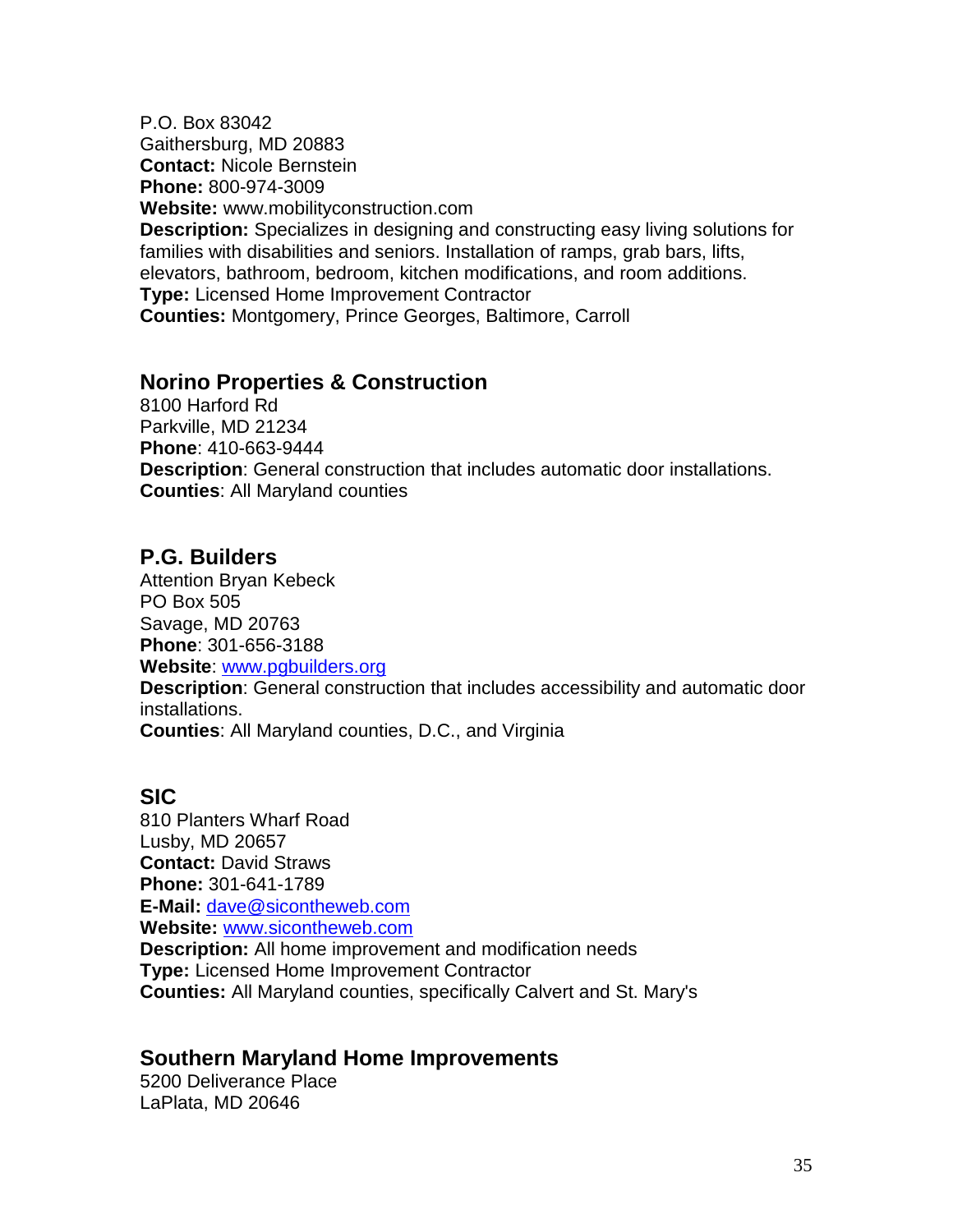P.O. Box 83042
Gaithersburg, MD 20883
**Contact:** Nicole Bernstein
**Phone:** 800-974-3009
**Website:** www.mobilityconstruction.com
**Description:** Specializes in designing and constructing easy living solutions for families with disabilities and seniors. Installation of ramps, grab bars, lifts, elevators, bathroom, bedroom, kitchen modifications, and room additions.
**Type:** Licensed Home Improvement Contractor
**Counties:** Montgomery, Prince Georges, Baltimore, Carroll

### Norino Properties & Construction

8100 Harford Rd
Parkville, MD 21234
**Phone**: 410-663-9444
**Description**: General construction that includes automatic door installations.
**Counties**: All Maryland counties

### P.G. Builders

Attention Bryan Kebeck
PO Box 505
Savage, MD 20763
**Phone**: 301-656-3188
**Website**: www.pgbuilders.org
**Description**: General construction that includes accessibility and automatic door installations.
**Counties**: All Maryland counties, D.C., and Virginia

### SIC

810 Planters Wharf Road
Lusby, MD 20657
**Contact:** David Straws
**Phone:** 301-641-1789
**E-Mail:** dave@sicontheweb.com
**Website:** www.sicontheweb.com
**Description:** All home improvement and modification needs
**Type:** Licensed Home Improvement Contractor
**Counties:** All Maryland counties, specifically Calvert and St. Mary's

### Southern Maryland Home Improvements

5200 Deliverance Place
LaPlata, MD 20646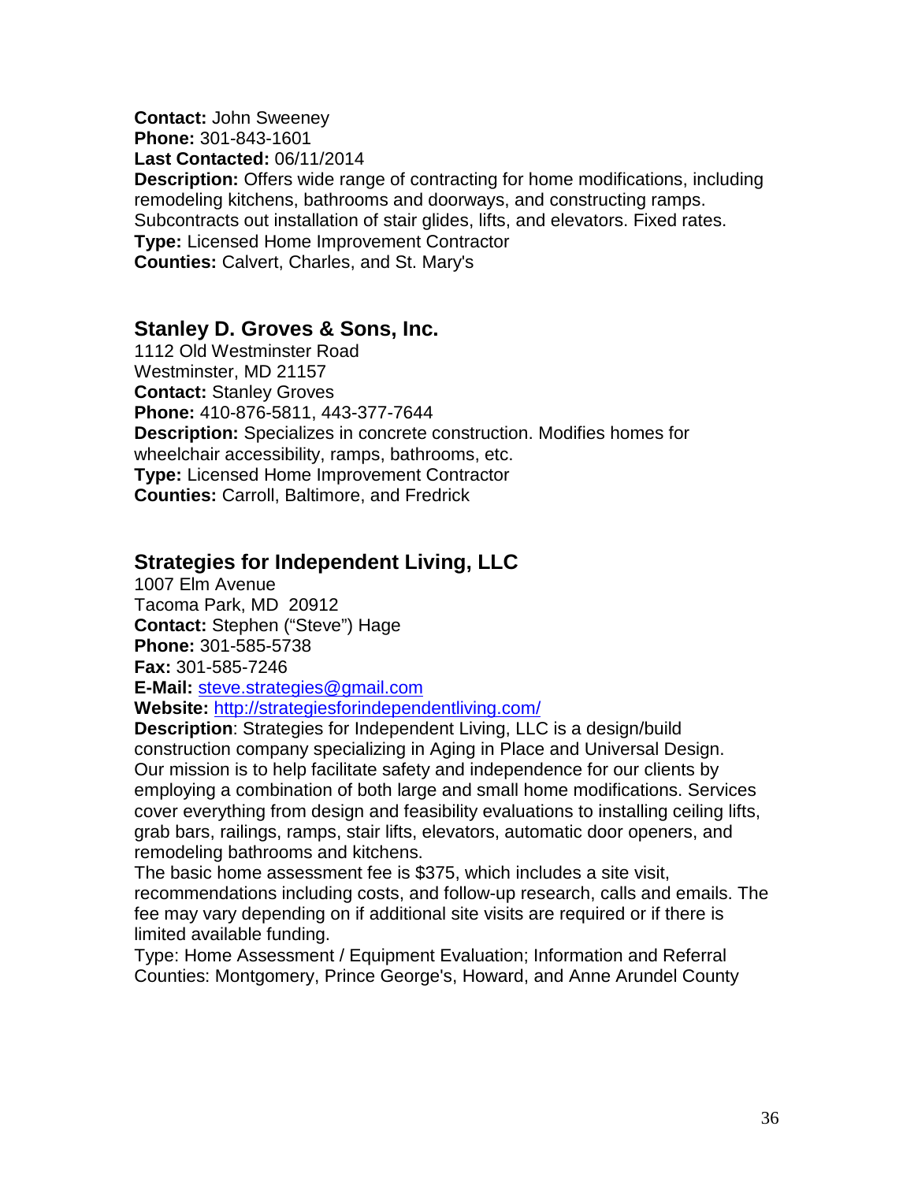**Contact:** John Sweeney
**Phone:** 301-843-1601
**Last Contacted:** 06/11/2014
**Description:** Offers wide range of contracting for home modifications, including remodeling kitchens, bathrooms and doorways, and constructing ramps. Subcontracts out installation of stair glides, lifts, and elevators. Fixed rates.
**Type:** Licensed Home Improvement Contractor
**Counties:** Calvert, Charles, and St. Mary's

## Stanley D. Groves & Sons, Inc.

1112 Old Westminster Road
Westminster, MD 21157
**Contact:** Stanley Groves
**Phone:** 410-876-5811, 443-377-7644
**Description:** Specializes in concrete construction. Modifies homes for wheelchair accessibility, ramps, bathrooms, etc.
**Type:** Licensed Home Improvement Contractor
**Counties:** Carroll, Baltimore, and Fredrick

## Strategies for Independent Living, LLC

1007 Elm Avenue
Tacoma Park, MD 20912
**Contact:** Stephen ("Steve") Hage
**Phone:** 301-585-5738
**Fax:** 301-585-7246
**E-Mail:** steve.strategies@gmail.com
**Website:** http://strategiesforindependentliving.com/
**Description**: Strategies for Independent Living, LLC is a design/build construction company specializing in Aging in Place and Universal Design. Our mission is to help facilitate safety and independence for our clients by employing a combination of both large and small home modifications. Services cover everything from design and feasibility evaluations to installing ceiling lifts, grab bars, railings, ramps, stair lifts, elevators, automatic door openers, and remodeling bathrooms and kitchens.
The basic home assessment fee is $375, which includes a site visit, recommendations including costs, and follow-up research, calls and emails. The fee may vary depending on if additional site visits are required or if there is limited available funding.
Type: Home Assessment / Equipment Evaluation; Information and Referral
Counties: Montgomery, Prince George's, Howard, and Anne Arundel County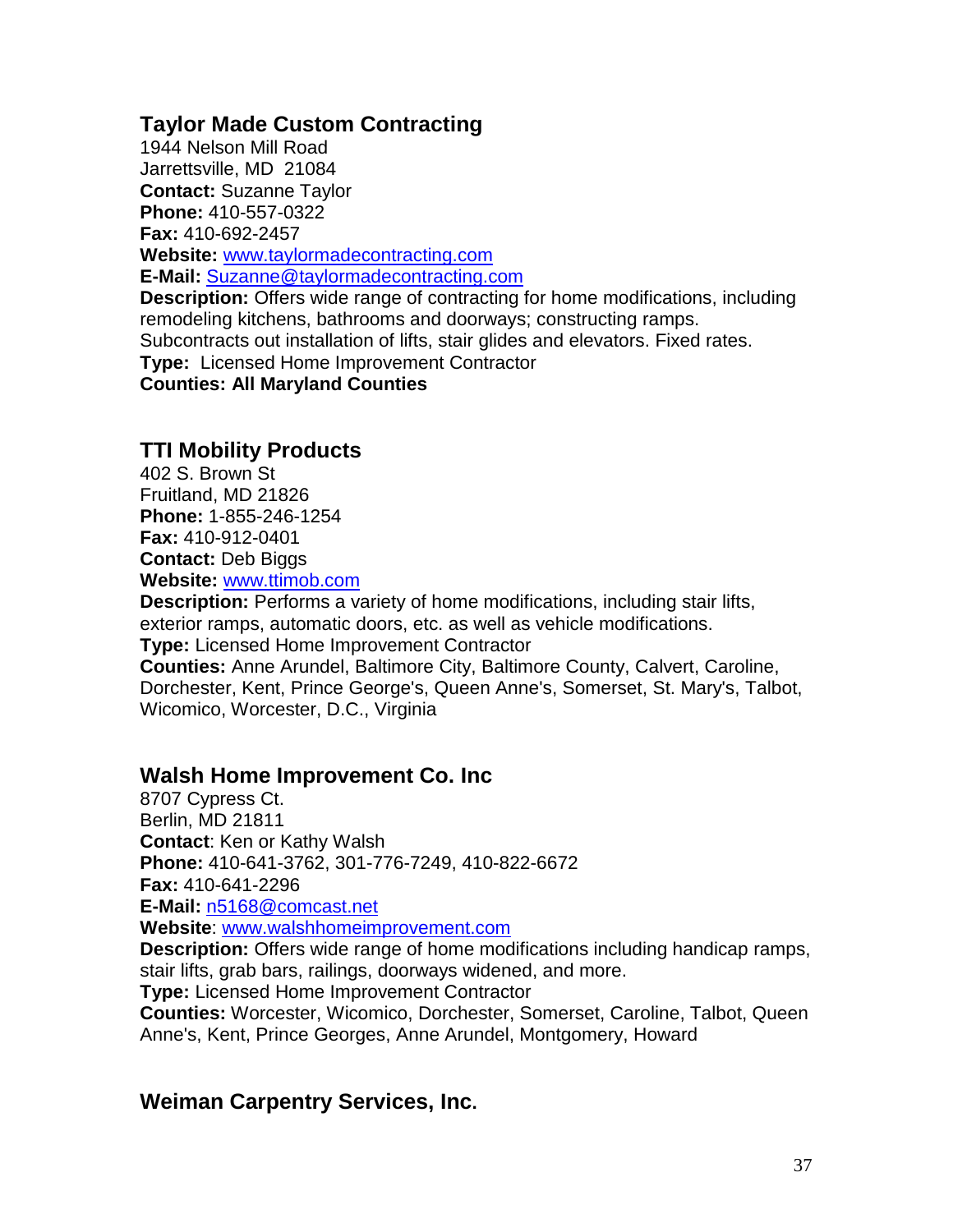## Taylor Made Custom Contracting

1944 Nelson Mill Road
Jarrettsville, MD 21084
**Contact:** Suzanne Taylor
**Phone:** 410-557-0322
**Fax:** 410-692-2457
**Website:** www.taylormadecontracting.com
**E-Mail:** Suzanne@taylormadecontracting.com
**Description:** Offers wide range of contracting for home modifications, including remodeling kitchens, bathrooms and doorways; constructing ramps. Subcontracts out installation of lifts, stair glides and elevators. Fixed rates.
**Type:** Licensed Home Improvement Contractor
**Counties: All Maryland Counties**

## TTI Mobility Products

402 S. Brown St
Fruitland, MD 21826
**Phone:** 1-855-246-1254
**Fax:** 410-912-0401
**Contact:** Deb Biggs
**Website:** www.ttimob.com
**Description:** Performs a variety of home modifications, including stair lifts, exterior ramps, automatic doors, etc. as well as vehicle modifications.
**Type:** Licensed Home Improvement Contractor
**Counties:** Anne Arundel, Baltimore City, Baltimore County, Calvert, Caroline, Dorchester, Kent, Prince George's, Queen Anne's, Somerset, St. Mary's, Talbot, Wicomico, Worcester, D.C., Virginia

## Walsh Home Improvement Co. Inc

8707 Cypress Ct.
Berlin, MD 21811
**Contact**: Ken or Kathy Walsh
**Phone:** 410-641-3762, 301-776-7249, 410-822-6672
**Fax:** 410-641-2296
**E-Mail:** n5168@comcast.net
**Website**: www.walshhomeimprovement.com
**Description:** Offers wide range of home modifications including handicap ramps, stair lifts, grab bars, railings, doorways widened, and more.
**Type:** Licensed Home Improvement Contractor
**Counties:** Worcester, Wicomico, Dorchester, Somerset, Caroline, Talbot, Queen Anne's, Kent, Prince Georges, Anne Arundel, Montgomery, Howard

## Weiman Carpentry Services, Inc.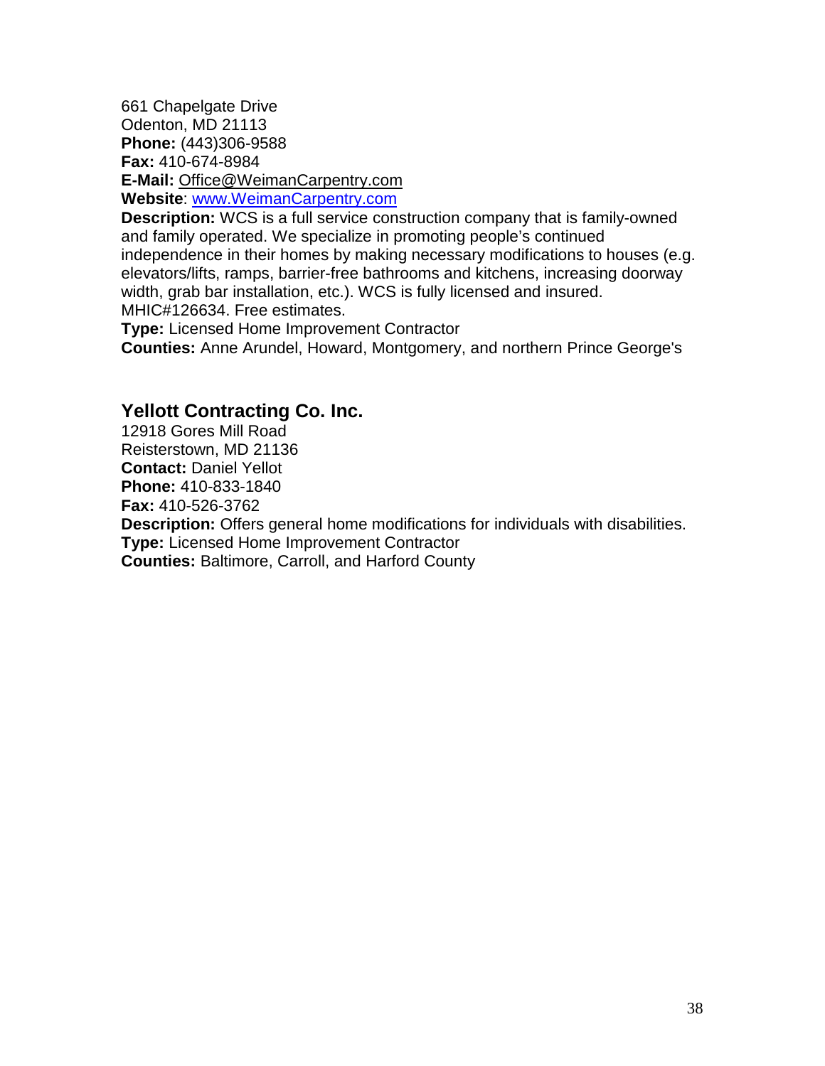661 Chapelgate Drive
Odenton, MD 21113
**Phone:** (443)306-9588
**Fax:** 410-674-8984
**E-Mail:** Office@WeimanCarpentry.com
**Website**: www.WeimanCarpentry.com
**Description:** WCS is a full service construction company that is family-owned and family operated. We specialize in promoting people's continued independence in their homes by making necessary modifications to houses (e.g. elevators/lifts, ramps, barrier-free bathrooms and kitchens, increasing doorway width, grab bar installation, etc.). WCS is fully licensed and insured. MHIC#126634. Free estimates.
**Type:** Licensed Home Improvement Contractor
**Counties:** Anne Arundel, Howard, Montgomery, and northern Prince George's

## Yellott Contracting Co. Inc.

12918 Gores Mill Road
Reisterstown, MD 21136
**Contact:** Daniel Yellot
**Phone:** 410-833-1840
**Fax:** 410-526-3762
**Description:** Offers general home modifications for individuals with disabilities.
**Type:** Licensed Home Improvement Contractor
**Counties:** Baltimore, Carroll, and Harford County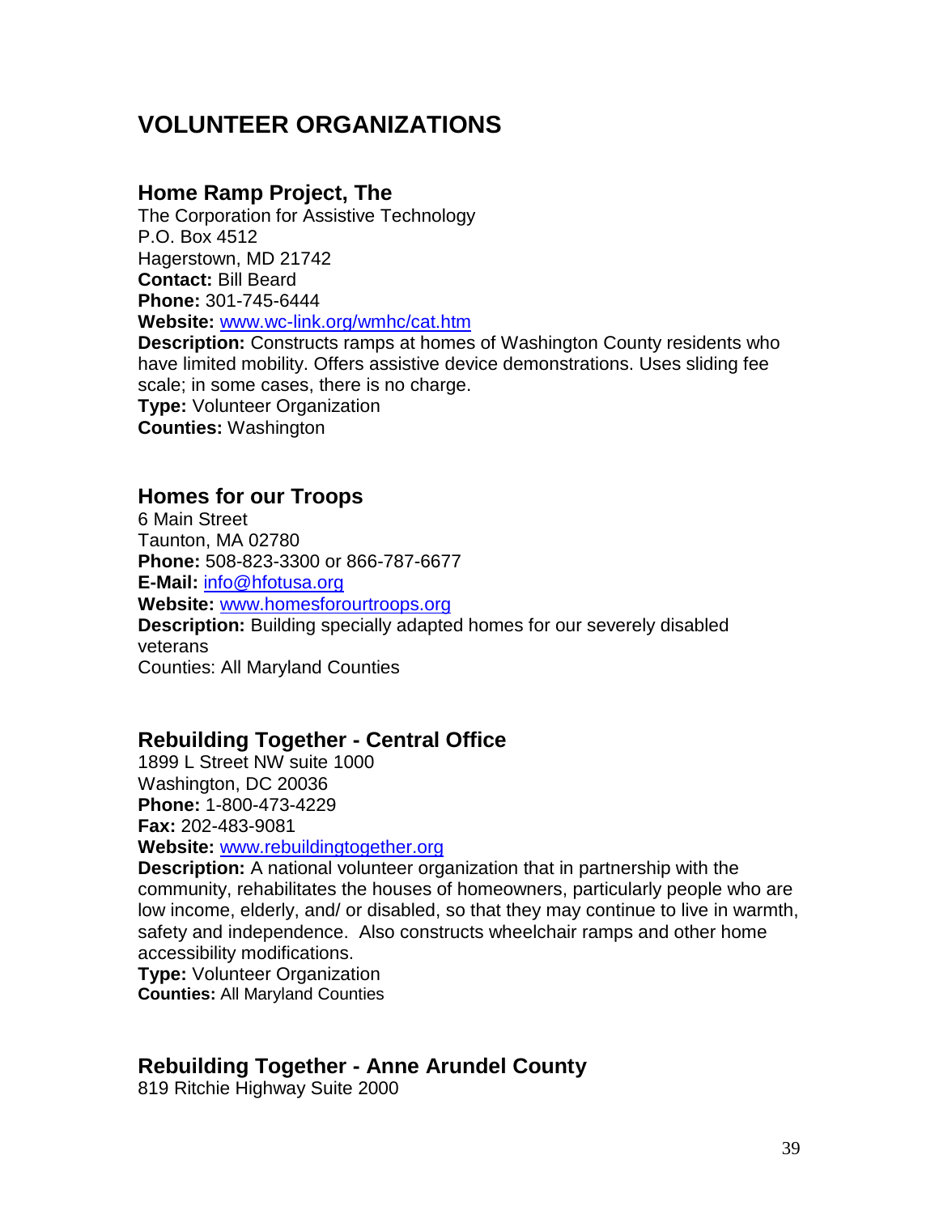# VOLUNTEER ORGANIZATIONS

## Home Ramp Project, The

The Corporation for Assistive Technology
P.O. Box 4512
Hagerstown, MD 21742
**Contact:** Bill Beard
**Phone:** 301-745-6444
**Website:** www.wc-link.org/wmhc/cat.htm
**Description:** Constructs ramps at homes of Washington County residents who have limited mobility. Offers assistive device demonstrations. Uses sliding fee scale; in some cases, there is no charge.
**Type:** Volunteer Organization
**Counties:** Washington

## Homes for our Troops

6 Main Street
Taunton, MA 02780
**Phone:** 508-823-3300 or 866-787-6677
**E-Mail:** info@hfotusa.org
**Website:** www.homesforourtroops.org
**Description:** Building specially adapted homes for our severely disabled veterans
Counties: All Maryland Counties

## Rebuilding Together - Central Office

1899 L Street NW suite 1000
Washington, DC 20036
**Phone:** 1-800-473-4229
**Fax:** 202-483-9081
**Website:** www.rebuildingtogether.org
**Description:** A national volunteer organization that in partnership with the community, rehabilitates the houses of homeowners, particularly people who are low income, elderly, and/ or disabled, so that they may continue to live in warmth, safety and independence. Also constructs wheelchair ramps and other home accessibility modifications.
**Type:** Volunteer Organization
**Counties:** All Maryland Counties

## Rebuilding Together - Anne Arundel County

819 Ritchie Highway Suite 2000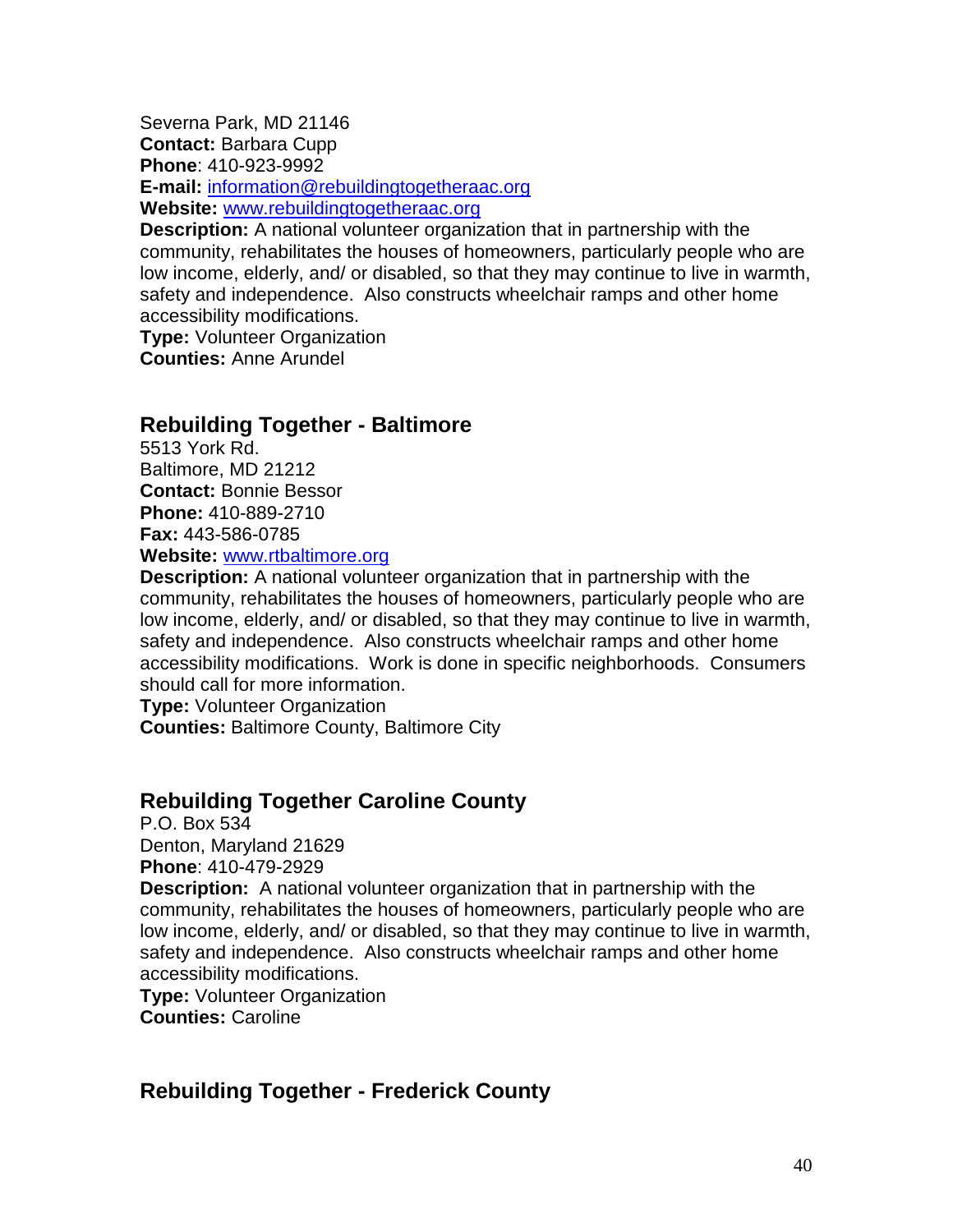Severna Park, MD 21146  
**Contact:** Barbara Cupp  
**Phone**: 410-923-9992  
**E-mail:** information@rebuildingtogetheraac.org  
**Website:** www.rebuildingtogetheraac.org  
**Description:** A national volunteer organization that in partnership with the community, rehabilitates the houses of homeowners, particularly people who are low income, elderly, and/ or disabled, so that they may continue to live in warmth, safety and independence. Also constructs wheelchair ramps and other home accessibility modifications.  
**Type:** Volunteer Organization  
**Counties:** Anne Arundel

## Rebuilding Together - Baltimore

5513 York Rd.  
Baltimore, MD 21212  
**Contact:** Bonnie Bessor  
**Phone:** 410-889-2710  
**Fax:** 443-586-0785  
**Website:** www.rtbaltimore.org  
**Description:** A national volunteer organization that in partnership with the community, rehabilitates the houses of homeowners, particularly people who are low income, elderly, and/ or disabled, so that they may continue to live in warmth, safety and independence. Also constructs wheelchair ramps and other home accessibility modifications. Work is done in specific neighborhoods. Consumers should call for more information.  
**Type:** Volunteer Organization  
**Counties:** Baltimore County, Baltimore City

## Rebuilding Together Caroline County

P.O. Box 534  
Denton, Maryland 21629  
**Phone**: 410-479-2929  
**Description:** A national volunteer organization that in partnership with the community, rehabilitates the houses of homeowners, particularly people who are low income, elderly, and/ or disabled, so that they may continue to live in warmth, safety and independence. Also constructs wheelchair ramps and other home accessibility modifications.  
**Type:** Volunteer Organization  
**Counties:** Caroline

## Rebuilding Together - Frederick County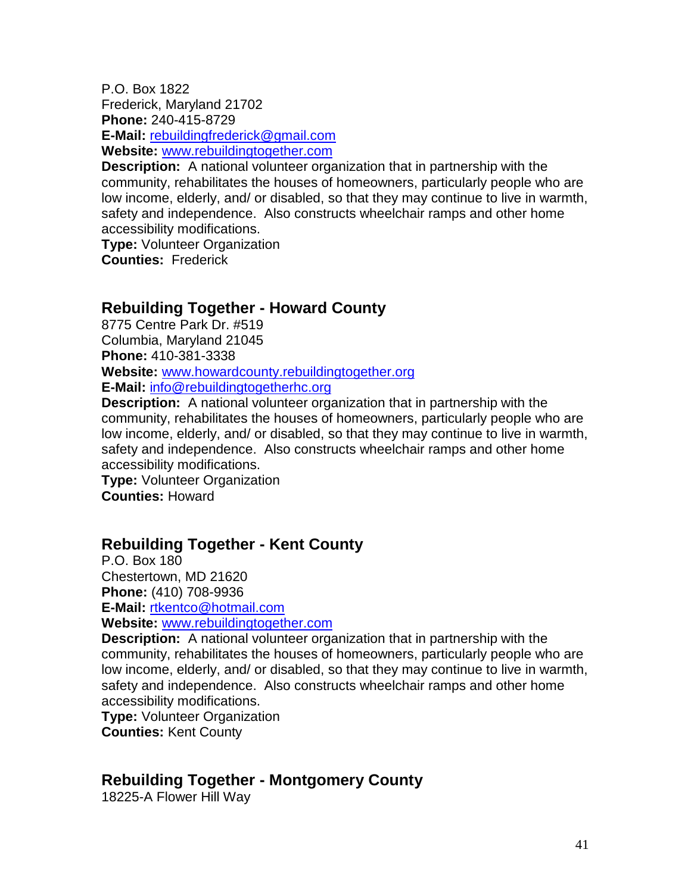P.O. Box 1822
Frederick, Maryland 21702
**Phone:** 240-415-8729
**E-Mail:** rebuildingfrederick@gmail.com
**Website:** www.rebuildingtogether.com
**Description:** A national volunteer organization that in partnership with the community, rehabilitates the houses of homeowners, particularly people who are low income, elderly, and/ or disabled, so that they may continue to live in warmth, safety and independence. Also constructs wheelchair ramps and other home accessibility modifications.
**Type:** Volunteer Organization
**Counties:** Frederick

## Rebuilding Together - Howard County

8775 Centre Park Dr. #519
Columbia, Maryland 21045
**Phone:** 410-381-3338
**Website:** www.howardcounty.rebuildingtogether.org
**E-Mail:** info@rebuildingtogetherhc.org
**Description:** A national volunteer organization that in partnership with the community, rehabilitates the houses of homeowners, particularly people who are low income, elderly, and/ or disabled, so that they may continue to live in warmth, safety and independence. Also constructs wheelchair ramps and other home accessibility modifications.
**Type:** Volunteer Organization
**Counties:** Howard

## Rebuilding Together - Kent County

P.O. Box 180
Chestertown, MD 21620
**Phone:** (410) 708-9936
**E-Mail:** rtkentco@hotmail.com
**Website:** www.rebuildingtogether.com
**Description:** A national volunteer organization that in partnership with the community, rehabilitates the houses of homeowners, particularly people who are low income, elderly, and/ or disabled, so that they may continue to live in warmth, safety and independence. Also constructs wheelchair ramps and other home accessibility modifications.
**Type:** Volunteer Organization
**Counties:** Kent County

## Rebuilding Together - Montgomery County

18225-A Flower Hill Way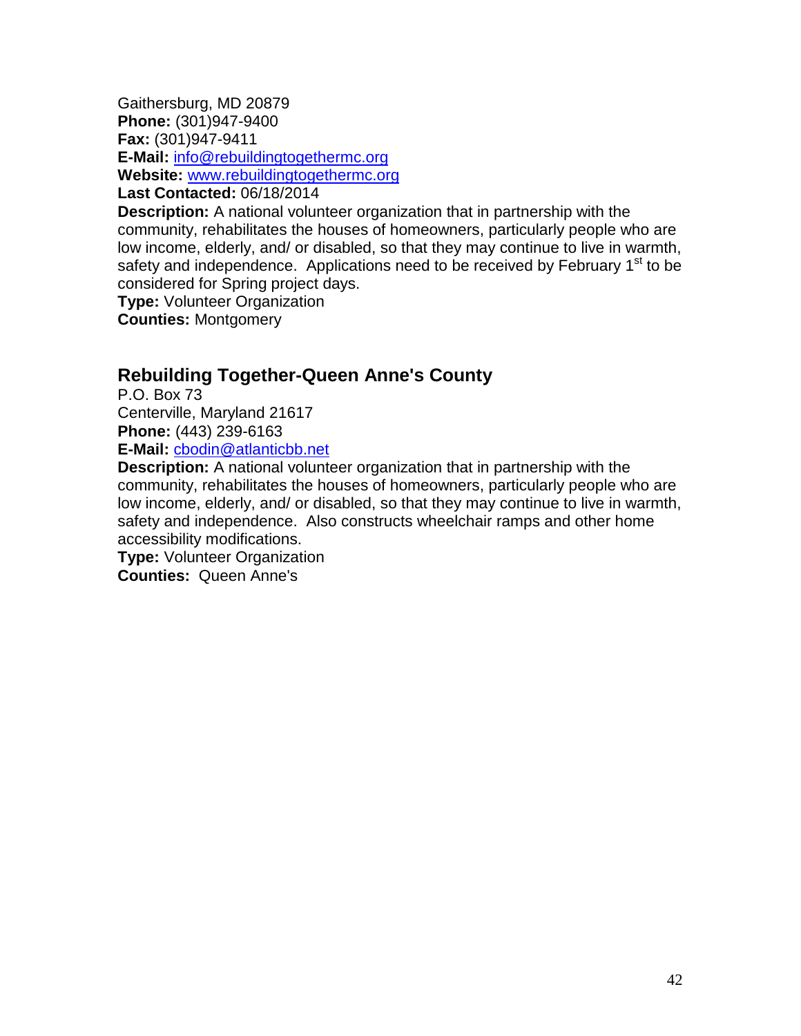Gaithersburg, MD 20879
**Phone:** (301)947-9400
**Fax:** (301)947-9411
**E-Mail:** info@rebuildingtogethermc.org
**Website:** www.rebuildingtogethermc.org
**Last Contacted:** 06/18/2014
**Description:** A national volunteer organization that in partnership with the community, rehabilitates the houses of homeowners, particularly people who are low income, elderly, and/ or disabled, so that they may continue to live in warmth, safety and independence. Applications need to be received by February 1st to be considered for Spring project days.
**Type:** Volunteer Organization
**Counties:** Montgomery

## Rebuilding Together-Queen Anne's County

P.O. Box 73
Centerville, Maryland 21617
**Phone:** (443) 239-6163
**E-Mail:** cbodin@atlanticbb.net
**Description:** A national volunteer organization that in partnership with the community, rehabilitates the houses of homeowners, particularly people who are low income, elderly, and/ or disabled, so that they may continue to live in warmth, safety and independence. Also constructs wheelchair ramps and other home accessibility modifications.
**Type:** Volunteer Organization
**Counties:** Queen Anne's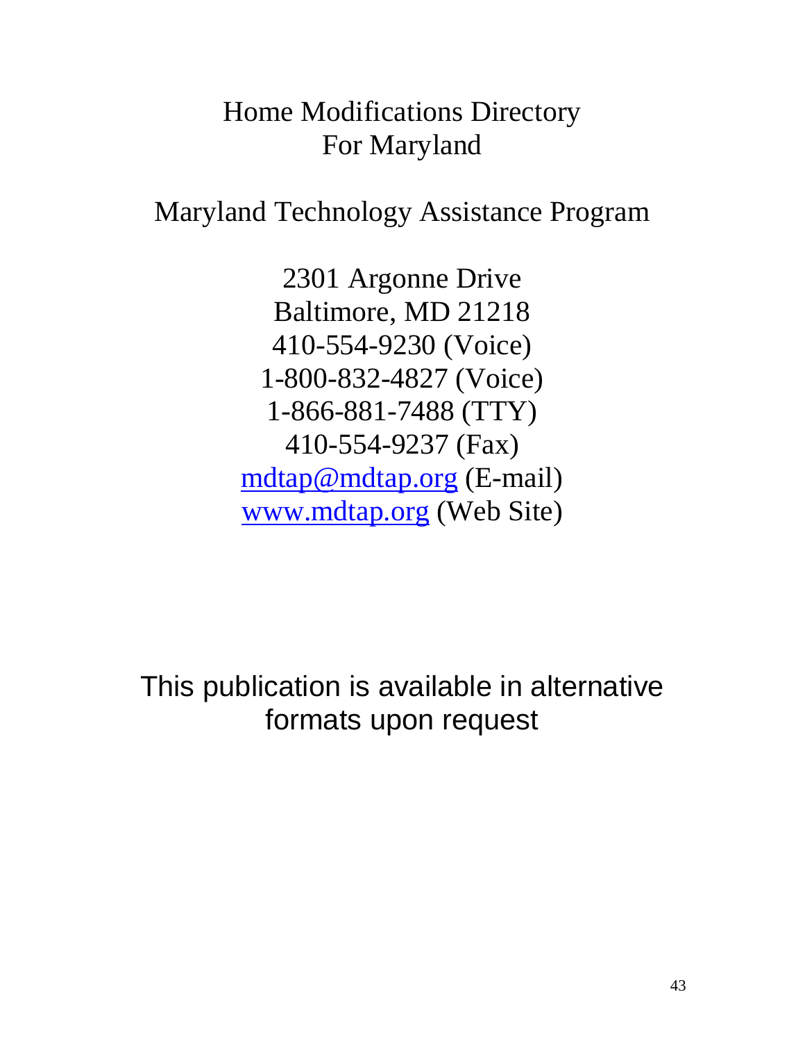# Home Modifications Directory For Maryland

## Maryland Technology Assistance Program

2301 Argonne Drive
Baltimore, MD 21218
410-554-9230 (Voice)
1-800-832-4827 (Voice)
1-866-881-7488 (TTY)
410-554-9237 (Fax)
mdtap@mdtap.org (E-mail)
www.mdtap.org (Web Site)

This publication is available in alternative formats upon request